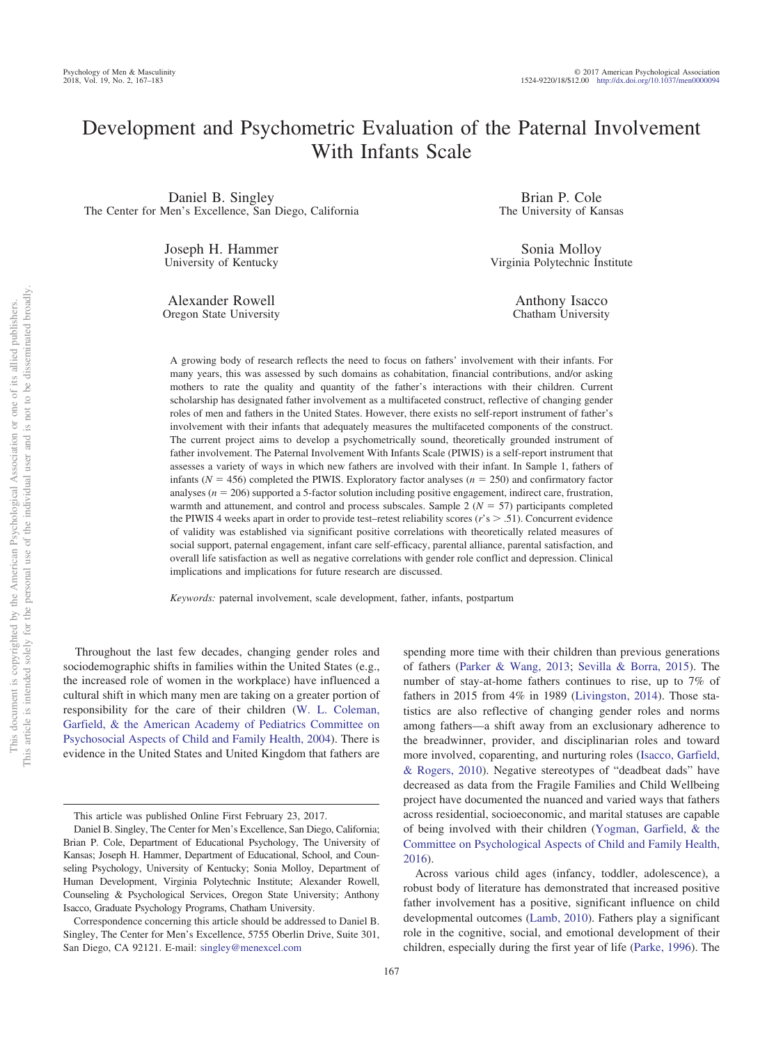# Development and Psychometric Evaluation of the Paternal Involvement With Infants Scale

Daniel B. Singley
The Center for Men's Excellence, San Diego, California

Brian P. Cole
The University of Kansas

Joseph H. Hammer
University of Kentucky

Sonia Molloy
Virginia Polytechnic Institute

Alexander Rowell
Oregon State University

Anthony Isacco
Chatham University

A growing body of research reflects the need to focus on fathers' involvement with their infants. For many years, this was assessed by such domains as cohabitation, financial contributions, and/or asking mothers to rate the quality and quantity of the father's interactions with their children. Current scholarship has designated father involvement as a multifaceted construct, reflective of changing gender roles of men and fathers in the United States. However, there exists no self-report instrument of father's involvement with their infants that adequately measures the multifaceted components of the construct. The current project aims to develop a psychometrically sound, theoretically grounded instrument of father involvement. The Paternal Involvement With Infants Scale (PIWIS) is a self-report instrument that assesses a variety of ways in which new fathers are involved with their infant. In Sample 1, fathers of infants ($N = 456$) completed the PIWIS. Exploratory factor analyses ($n = 250$) and confirmatory factor analyses ($n = 206$) supported a 5-factor solution including positive engagement, indirect care, frustration, warmth and attunement, and control and process subscales. Sample 2 ($N = 57$) participants completed the PIWIS 4 weeks apart in order to provide test–retest reliability scores ($r$'s $> .51$). Concurrent evidence of validity was established via significant positive correlations with theoretically related measures of social support, paternal engagement, infant care self-efficacy, parental alliance, parental satisfaction, and overall life satisfaction as well as negative correlations with gender role conflict and depression. Clinical implications and implications for future research are discussed.

*Keywords:* paternal involvement, scale development, father, infants, postpartum

Throughout the last few decades, changing gender roles and sociodemographic shifts in families within the United States (e.g., the increased role of women in the workplace) have influenced a cultural shift in which many men are taking on a greater portion of responsibility for the care of their children (W. L. Coleman, Garfield, & the American Academy of Pediatrics Committee on Psychosocial Aspects of Child and Family Health, 2004). There is evidence in the United States and United Kingdom that fathers are spending more time with their children than previous generations of fathers (Parker & Wang, 2013; Sevilla & Borra, 2015). The number of stay-at-home fathers continues to rise, up to 7% of fathers in 2015 from 4% in 1989 (Livingston, 2014). Those statistics are also reflective of changing gender roles and norms among fathers—a shift away from an exclusionary adherence to the breadwinner, provider, and disciplinarian roles and toward more involved, coparenting, and nurturing roles (Isacco, Garfield, & Rogers, 2010). Negative stereotypes of "deadbeat dads" have decreased as data from the Fragile Families and Child Wellbeing project have documented the nuanced and varied ways that fathers across residential, socioeconomic, and marital statuses are capable of being involved with their children (Yogman, Garfield, & the Committee on Psychological Aspects of Child and Family Health, 2016).

Across various child ages (infancy, toddler, adolescence), a robust body of literature has demonstrated that increased positive father involvement has a positive, significant influence on child developmental outcomes (Lamb, 2010). Fathers play a significant role in the cognitive, social, and emotional development of their children, especially during the first year of life (Parke, 1996). The

This article was published Online First February 23, 2017.

Daniel B. Singley, The Center for Men's Excellence, San Diego, California; Brian P. Cole, Department of Educational Psychology, The University of Kansas; Joseph H. Hammer, Department of Educational, School, and Counseling Psychology, University of Kentucky; Sonia Molloy, Department of Human Development, Virginia Polytechnic Institute; Alexander Rowell, Counseling & Psychological Services, Oregon State University; Anthony Isacco, Graduate Psychology Programs, Chatham University.

Correspondence concerning this article should be addressed to Daniel B. Singley, The Center for Men's Excellence, 5755 Oberlin Drive, Suite 301, San Diego, CA 92121. E-mail: singley@menexcel.com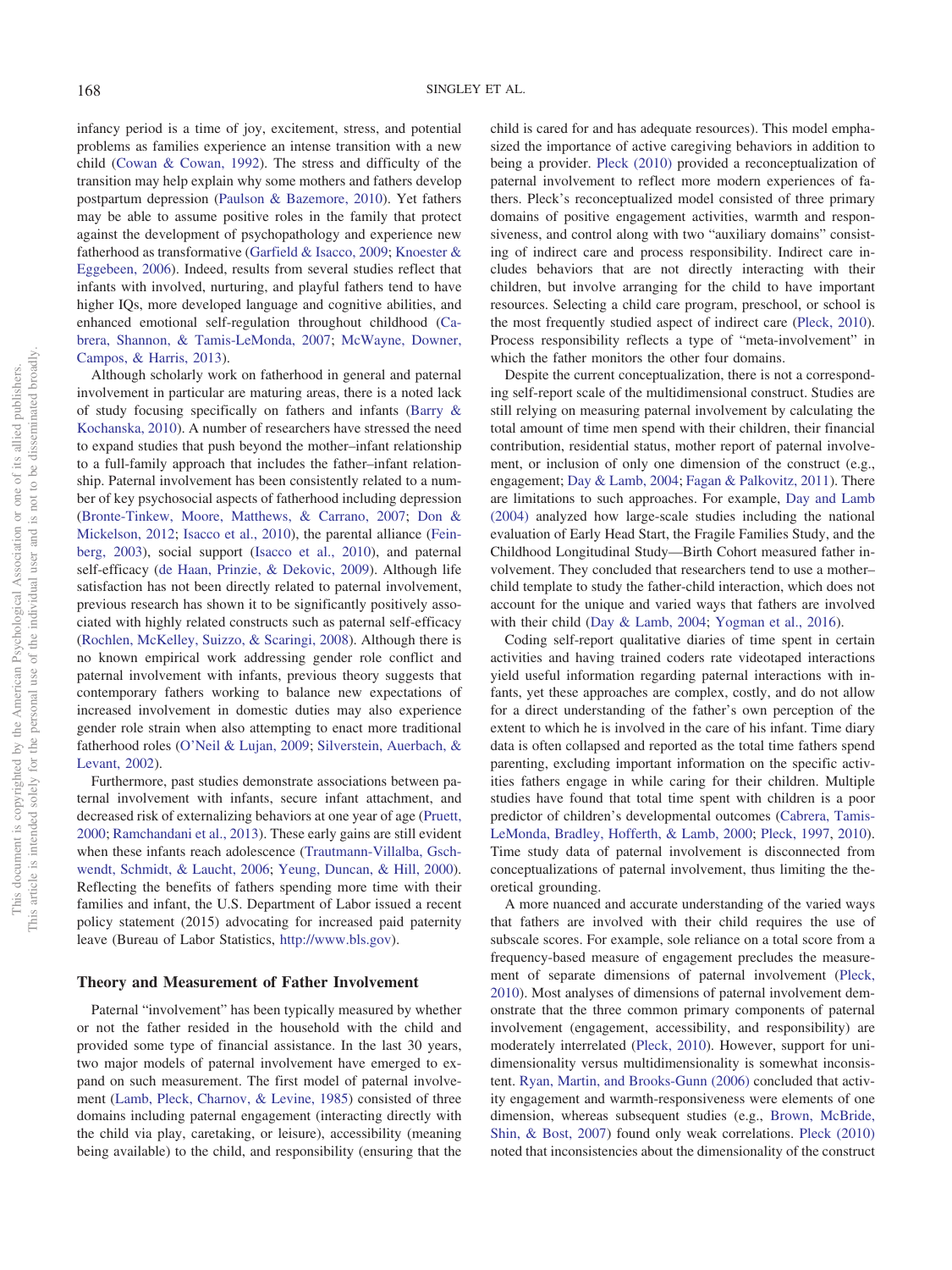infancy period is a time of joy, excitement, stress, and potential problems as families experience an intense transition with a new child (Cowan & Cowan, 1992). The stress and difficulty of the transition may help explain why some mothers and fathers develop postpartum depression (Paulson & Bazemore, 2010). Yet fathers may be able to assume positive roles in the family that protect against the development of psychopathology and experience new fatherhood as transformative (Garfield & Isacco, 2009; Knoester & Eggebeen, 2006). Indeed, results from several studies reflect that infants with involved, nurturing, and playful fathers tend to have higher IQs, more developed language and cognitive abilities, and enhanced emotional self-regulation throughout childhood (Cabrera, Shannon, & Tamis-LeMonda, 2007; McWayne, Downer, Campos, & Harris, 2013).

Although scholarly work on fatherhood in general and paternal involvement in particular are maturing areas, there is a noted lack of study focusing specifically on fathers and infants (Barry & Kochanska, 2010). A number of researchers have stressed the need to expand studies that push beyond the mother–infant relationship to a full-family approach that includes the father–infant relationship. Paternal involvement has been consistently related to a number of key psychosocial aspects of fatherhood including depression (Bronte-Tinkew, Moore, Matthews, & Carrano, 2007; Don & Mickelson, 2012; Isacco et al., 2010), the parental alliance (Feinberg, 2003), social support (Isacco et al., 2010), and paternal self-efficacy (de Haan, Prinzie, & Dekovic, 2009). Although life satisfaction has not been directly related to paternal involvement, previous research has shown it to be significantly positively associated with highly related constructs such as paternal self-efficacy (Rochlen, McKelley, Suizzo, & Scaringi, 2008). Although there is no known empirical work addressing gender role conflict and paternal involvement with infants, previous theory suggests that contemporary fathers working to balance new expectations of increased involvement in domestic duties may also experience gender role strain when also attempting to enact more traditional fatherhood roles (O'Neil & Lujan, 2009; Silverstein, Auerbach, & Levant, 2002).

Furthermore, past studies demonstrate associations between paternal involvement with infants, secure infant attachment, and decreased risk of externalizing behaviors at one year of age (Pruett, 2000; Ramchandani et al., 2013). These early gains are still evident when these infants reach adolescence (Trautmann-Villalba, Gschwendt, Schmidt, & Laucht, 2006; Yeung, Duncan, & Hill, 2000). Reflecting the benefits of fathers spending more time with their families and infant, the U.S. Department of Labor issued a recent policy statement (2015) advocating for increased paid paternity leave (Bureau of Labor Statistics, http://www.bls.gov).

## Theory and Measurement of Father Involvement

Paternal "involvement" has been typically measured by whether or not the father resided in the household with the child and provided some type of financial assistance. In the last 30 years, two major models of paternal involvement have emerged to expand on such measurement. The first model of paternal involvement (Lamb, Pleck, Charnov, & Levine, 1985) consisted of three domains including paternal engagement (interacting directly with the child via play, caretaking, or leisure), accessibility (meaning being available) to the child, and responsibility (ensuring that the child is cared for and has adequate resources). This model emphasized the importance of active caregiving behaviors in addition to being a provider. Pleck (2010) provided a reconceptualization of paternal involvement to reflect more modern experiences of fathers. Pleck's reconceptualized model consisted of three primary domains of positive engagement activities, warmth and responsiveness, and control along with two "auxiliary domains" consisting of indirect care and process responsibility. Indirect care includes behaviors that are not directly interacting with their children, but involve arranging for the child to have important resources. Selecting a child care program, preschool, or school is the most frequently studied aspect of indirect care (Pleck, 2010). Process responsibility reflects a type of "meta-involvement" in which the father monitors the other four domains.

Despite the current conceptualization, there is not a corresponding self-report scale of the multidimensional construct. Studies are still relying on measuring paternal involvement by calculating the total amount of time men spend with their children, their financial contribution, residential status, mother report of paternal involvement, or inclusion of only one dimension of the construct (e.g., engagement; Day & Lamb, 2004; Fagan & Palkovitz, 2011). There are limitations to such approaches. For example, Day and Lamb (2004) analyzed how large-scale studies including the national evaluation of Early Head Start, the Fragile Families Study, and the Childhood Longitudinal Study—Birth Cohort measured father involvement. They concluded that researchers tend to use a mother–child template to study the father-child interaction, which does not account for the unique and varied ways that fathers are involved with their child (Day & Lamb, 2004; Yogman et al., 2016).

Coding self-report qualitative diaries of time spent in certain activities and having trained coders rate videotaped interactions yield useful information regarding paternal interactions with infants, yet these approaches are complex, costly, and do not allow for a direct understanding of the father's own perception of the extent to which he is involved in the care of his infant. Time diary data is often collapsed and reported as the total time fathers spend parenting, excluding important information on the specific activities fathers engage in while caring for their children. Multiple studies have found that total time spent with children is a poor predictor of children's developmental outcomes (Cabrera, Tamis-LeMonda, Bradley, Hofferth, & Lamb, 2000; Pleck, 1997, 2010). Time study data of paternal involvement is disconnected from conceptualizations of paternal involvement, thus limiting the theoretical grounding.

A more nuanced and accurate understanding of the varied ways that fathers are involved with their child requires the use of subscale scores. For example, sole reliance on a total score from a frequency-based measure of engagement precludes the measurement of separate dimensions of paternal involvement (Pleck, 2010). Most analyses of dimensions of paternal involvement demonstrate that the three common primary components of paternal involvement (engagement, accessibility, and responsibility) are moderately interrelated (Pleck, 2010). However, support for unidimensionality versus multidimensionality is somewhat inconsistent. Ryan, Martin, and Brooks-Gunn (2006) concluded that activity engagement and warmth-responsiveness were elements of one dimension, whereas subsequent studies (e.g., Brown, McBride, Shin, & Bost, 2007) found only weak correlations. Pleck (2010) noted that inconsistencies about the dimensionality of the construct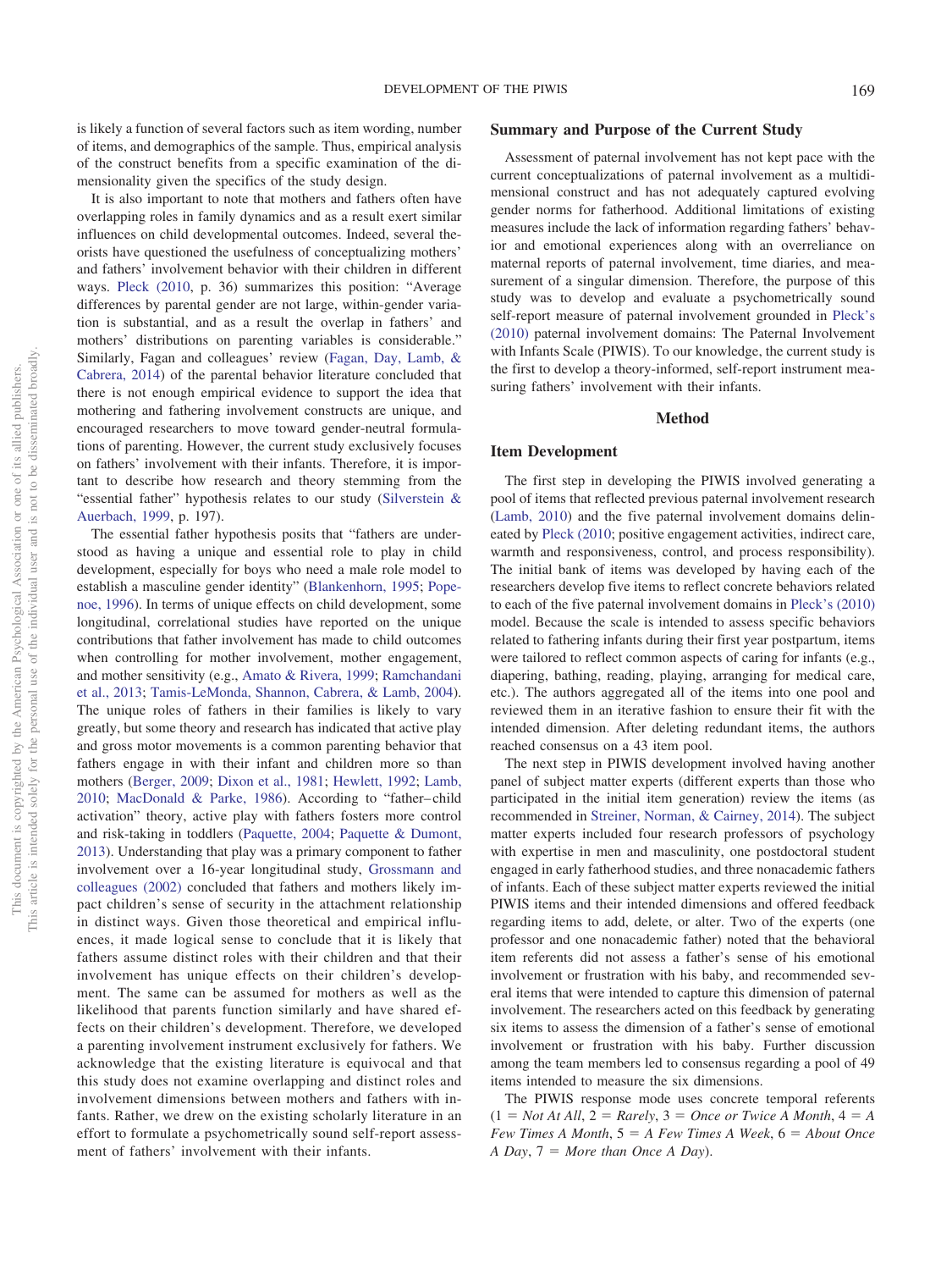is likely a function of several factors such as item wording, number of items, and demographics of the sample. Thus, empirical analysis of the construct benefits from a specific examination of the dimensionality given the specifics of the study design.

It is also important to note that mothers and fathers often have overlapping roles in family dynamics and as a result exert similar influences on child developmental outcomes. Indeed, several theorists have questioned the usefulness of conceptualizing mothers' and fathers' involvement behavior with their children in different ways. Pleck (2010, p. 36) summarizes this position: "Average differences by parental gender are not large, within-gender variation is substantial, and as a result the overlap in fathers' and mothers' distributions on parenting variables is considerable." Similarly, Fagan and colleagues' review (Fagan, Day, Lamb, & Cabrera, 2014) of the parental behavior literature concluded that there is not enough empirical evidence to support the idea that mothering and fathering involvement constructs are unique, and encouraged researchers to move toward gender-neutral formulations of parenting. However, the current study exclusively focuses on fathers' involvement with their infants. Therefore, it is important to describe how research and theory stemming from the "essential father" hypothesis relates to our study (Silverstein & Auerbach, 1999, p. 197).

The essential father hypothesis posits that "fathers are understood as having a unique and essential role to play in child development, especially for boys who need a male role model to establish a masculine gender identity" (Blankenhorn, 1995; Popenoe, 1996). In terms of unique effects on child development, some longitudinal, correlational studies have reported on the unique contributions that father involvement has made to child outcomes when controlling for mother involvement, mother engagement, and mother sensitivity (e.g., Amato & Rivera, 1999; Ramchandani et al., 2013; Tamis-LeMonda, Shannon, Cabrera, & Lamb, 2004). The unique roles of fathers in their families is likely to vary greatly, but some theory and research has indicated that active play and gross motor movements is a common parenting behavior that fathers engage in with their infant and children more so than mothers (Berger, 2009; Dixon et al., 1981; Hewlett, 1992; Lamb, 2010; MacDonald & Parke, 1986). According to "father–child activation" theory, active play with fathers fosters more control and risk-taking in toddlers (Paquette, 2004; Paquette & Dumont, 2013). Understanding that play was a primary component to father involvement over a 16-year longitudinal study, Grossmann and colleagues (2002) concluded that fathers and mothers likely impact children's sense of security in the attachment relationship in distinct ways. Given those theoretical and empirical influences, it made logical sense to conclude that it is likely that fathers assume distinct roles with their children and that their involvement has unique effects on their children's development. The same can be assumed for mothers as well as the likelihood that parents function similarly and have shared effects on their children's development. Therefore, we developed a parenting involvement instrument exclusively for fathers. We acknowledge that the existing literature is equivocal and that this study does not examine overlapping and distinct roles and involvement dimensions between mothers and fathers with infants. Rather, we drew on the existing scholarly literature in an effort to formulate a psychometrically sound self-report assessment of fathers' involvement with their infants.

## Summary and Purpose of the Current Study

Assessment of paternal involvement has not kept pace with the current conceptualizations of paternal involvement as a multidimensional construct and has not adequately captured evolving gender norms for fatherhood. Additional limitations of existing measures include the lack of information regarding fathers' behavior and emotional experiences along with an overreliance on maternal reports of paternal involvement, time diaries, and measurement of a singular dimension. Therefore, the purpose of this study was to develop and evaluate a psychometrically sound self-report measure of paternal involvement grounded in Pleck's (2010) paternal involvement domains: The Paternal Involvement with Infants Scale (PIWIS). To our knowledge, the current study is the first to develop a theory-informed, self-report instrument measuring fathers' involvement with their infants.

# Method

## Item Development

The first step in developing the PIWIS involved generating a pool of items that reflected previous paternal involvement research (Lamb, 2010) and the five paternal involvement domains delineated by Pleck (2010; positive engagement activities, indirect care, warmth and responsiveness, control, and process responsibility). The initial bank of items was developed by having each of the researchers develop five items to reflect concrete behaviors related to each of the five paternal involvement domains in Pleck's (2010) model. Because the scale is intended to assess specific behaviors related to fathering infants during their first year postpartum, items were tailored to reflect common aspects of caring for infants (e.g., diapering, bathing, reading, playing, arranging for medical care, etc.). The authors aggregated all of the items into one pool and reviewed them in an iterative fashion to ensure their fit with the intended dimension. After deleting redundant items, the authors reached consensus on a 43 item pool.

The next step in PIWIS development involved having another panel of subject matter experts (different experts than those who participated in the initial item generation) review the items (as recommended in Streiner, Norman, & Cairney, 2014). The subject matter experts included four research professors of psychology with expertise in men and masculinity, one postdoctoral student engaged in early fatherhood studies, and three nonacademic fathers of infants. Each of these subject matter experts reviewed the initial PIWIS items and their intended dimensions and offered feedback regarding items to add, delete, or alter. Two of the experts (one professor and one nonacademic father) noted that the behavioral item referents did not assess a father's sense of his emotional involvement or frustration with his baby, and recommended several items that were intended to capture this dimension of paternal involvement. The researchers acted on this feedback by generating six items to assess the dimension of a father's sense of emotional involvement or frustration with his baby. Further discussion among the team members led to consensus regarding a pool of 49 items intended to measure the six dimensions.

The PIWIS response mode uses concrete temporal referents (1 = *Not At All*, 2 = *Rarely*, 3 = *Once or Twice A Month*, 4 = *A Few Times A Month*, 5 = *A Few Times A Week*, 6 = *About Once A Day*, 7 = *More than Once A Day*).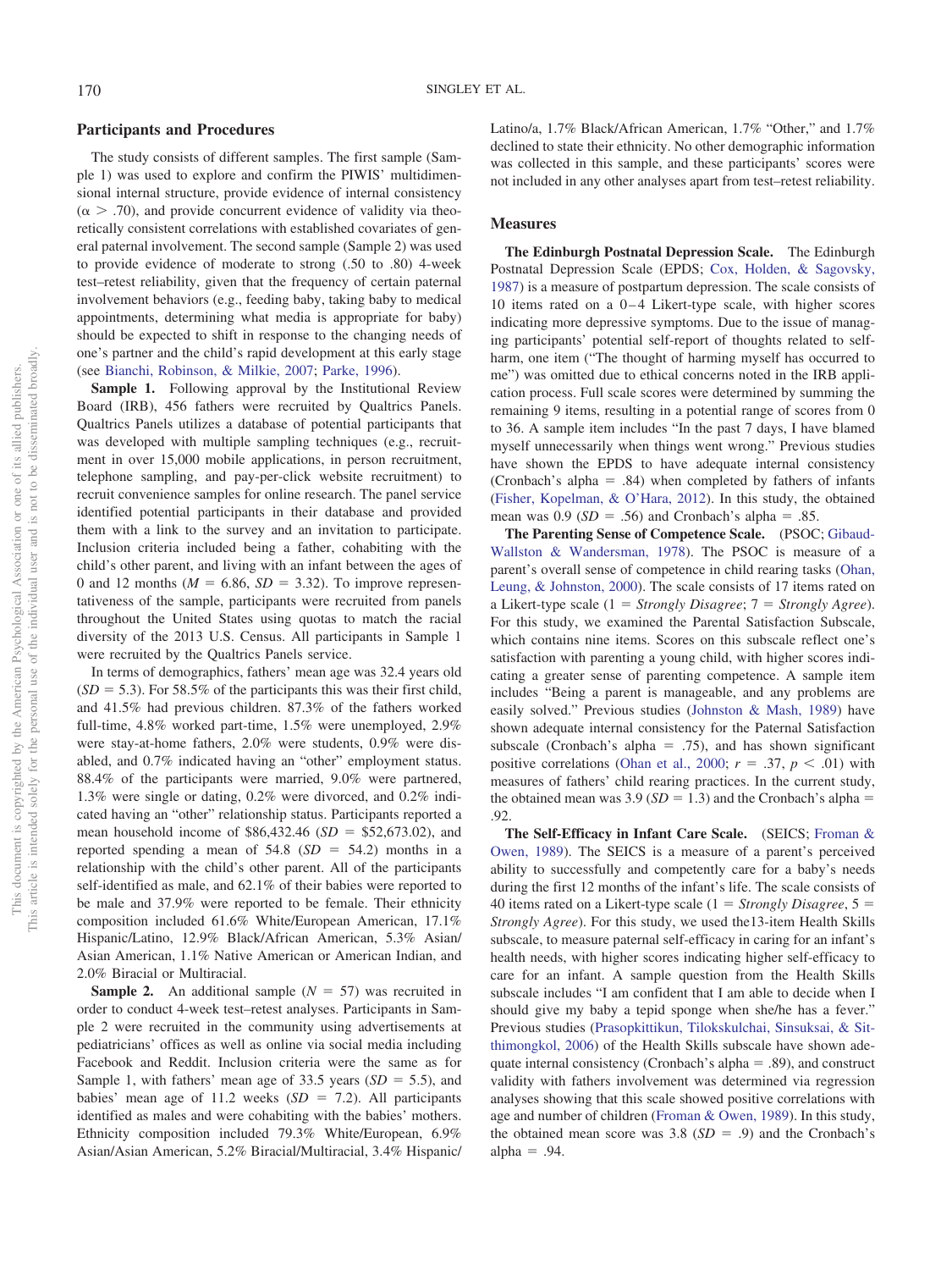## Participants and Procedures

The study consists of different samples. The first sample (Sample 1) was used to explore and confirm the PIWIS' multidimensional internal structure, provide evidence of internal consistency ($\alpha > .70$), and provide concurrent evidence of validity via theoretically consistent correlations with established covariates of general paternal involvement. The second sample (Sample 2) was used to provide evidence of moderate to strong (.50 to .80) 4-week test–retest reliability, given that the frequency of certain paternal involvement behaviors (e.g., feeding baby, taking baby to medical appointments, determining what media is appropriate for baby) should be expected to shift in response to the changing needs of one's partner and the child's rapid development at this early stage (see Bianchi, Robinson, & Milkie, 2007; Parke, 1996).

**Sample 1.** Following approval by the Institutional Review Board (IRB), 456 fathers were recruited by Qualtrics Panels. Qualtrics Panels utilizes a database of potential participants that was developed with multiple sampling techniques (e.g., recruitment in over 15,000 mobile applications, in person recruitment, telephone sampling, and pay-per-click website recruitment) to recruit convenience samples for online research. The panel service identified potential participants in their database and provided them with a link to the survey and an invitation to participate. Inclusion criteria included being a father, cohabiting with the child's other parent, and living with an infant between the ages of 0 and 12 months ($M = 6.86$, $SD = 3.32$). To improve representativeness of the sample, participants were recruited from panels throughout the United States using quotas to match the racial diversity of the 2013 U.S. Census. All participants in Sample 1 were recruited by the Qualtrics Panels service.

In terms of demographics, fathers' mean age was 32.4 years old ($SD = 5.3$). For 58.5% of the participants this was their first child, and 41.5% had previous children. 87.3% of the fathers worked full-time, 4.8% worked part-time, 1.5% were unemployed, 2.9% were stay-at-home fathers, 2.0% were students, 0.9% were disabled, and 0.7% indicated having an "other" employment status. 88.4% of the participants were married, 9.0% were partnered, 1.3% were single or dating, 0.2% were divorced, and 0.2% indicated having an "other" relationship status. Participants reported a mean household income of \$86,432.46 ($SD =$ \$52,673.02), and reported spending a mean of 54.8 ($SD = 54.2$) months in a relationship with the child's other parent. All of the participants self-identified as male, and 62.1% of their babies were reported to be male and 37.9% were reported to be female. Their ethnicity composition included 61.6% White/European American, 17.1% Hispanic/Latino, 12.9% Black/African American, 5.3% Asian/Asian American, 1.1% Native American or American Indian, and 2.0% Biracial or Multiracial.

**Sample 2.** An additional sample ($N = 57$) was recruited in order to conduct 4-week test–retest analyses. Participants in Sample 2 were recruited in the community using advertisements at pediatricians' offices as well as online via social media including Facebook and Reddit. Inclusion criteria were the same as for Sample 1, with fathers' mean age of 33.5 years ($SD = 5.5$), and babies' mean age of 11.2 weeks ($SD = 7.2$). All participants identified as males and were cohabiting with the babies' mothers. Ethnicity composition included 79.3% White/European, 6.9% Asian/Asian American, 5.2% Biracial/Multiracial, 3.4% Hispanic/Latino/a, 1.7% Black/African American, 1.7% "Other," and 1.7% declined to state their ethnicity. No other demographic information was collected in this sample, and these participants' scores were not included in any other analyses apart from test–retest reliability.

## Measures

**The Edinburgh Postnatal Depression Scale.** The Edinburgh Postnatal Depression Scale (EPDS; Cox, Holden, & Sagovsky, 1987) is a measure of postpartum depression. The scale consists of 10 items rated on a 0–4 Likert-type scale, with higher scores indicating more depressive symptoms. Due to the issue of managing participants' potential self-report of thoughts related to self-harm, one item ("The thought of harming myself has occurred to me") was omitted due to ethical concerns noted in the IRB application process. Full scale scores were determined by summing the remaining 9 items, resulting in a potential range of scores from 0 to 36. A sample item includes "In the past 7 days, I have blamed myself unnecessarily when things went wrong." Previous studies have shown the EPDS to have adequate internal consistency (Cronbach's alpha = .84) when completed by fathers of infants (Fisher, Kopelman, & O'Hara, 2012). In this study, the obtained mean was 0.9 ($SD = .56$) and Cronbach's alpha = .85.

**The Parenting Sense of Competence Scale.** (PSOC; Gibaud-Wallston & Wandersman, 1978). The PSOC is measure of a parent's overall sense of competence in child rearing tasks (Ohan, Leung, & Johnston, 2000). The scale consists of 17 items rated on a Likert-type scale (1 = *Strongly Disagree*; 7 = *Strongly Agree*). For this study, we examined the Parental Satisfaction Subscale, which contains nine items. Scores on this subscale reflect one's satisfaction with parenting a young child, with higher scores indicating a greater sense of parenting competence. A sample item includes "Being a parent is manageable, and any problems are easily solved." Previous studies (Johnston & Mash, 1989) have shown adequate internal consistency for the Paternal Satisfaction subscale (Cronbach's alpha = .75), and has shown significant positive correlations (Ohan et al., 2000; $r = .37$, $p < .01$) with measures of fathers' child rearing practices. In the current study, the obtained mean was 3.9 ($SD = 1.3$) and the Cronbach's alpha = .92.

**The Self-Efficacy in Infant Care Scale.** (SEICS; Froman & Owen, 1989). The SEICS is a measure of a parent's perceived ability to successfully and competently care for a baby's needs during the first 12 months of the infant's life. The scale consists of 40 items rated on a Likert-type scale (1 = *Strongly Disagree*, 5 = *Strongly Agree*). For this study, we used the13-item Health Skills subscale, to measure paternal self-efficacy in caring for an infant's health needs, with higher scores indicating higher self-efficacy to care for an infant. A sample question from the Health Skills subscale includes "I am confident that I am able to decide when I should give my baby a tepid sponge when she/he has a fever." Previous studies (Prasopkittikun, Tilokskulchai, Sinsuksai, & Sitthimongkol, 2006) of the Health Skills subscale have shown adequate internal consistency (Cronbach's alpha = .89), and construct validity with fathers involvement was determined via regression analyses showing that this scale showed positive correlations with age and number of children (Froman & Owen, 1989). In this study, the obtained mean score was 3.8 ($SD = .9$) and the Cronbach's alpha = .94.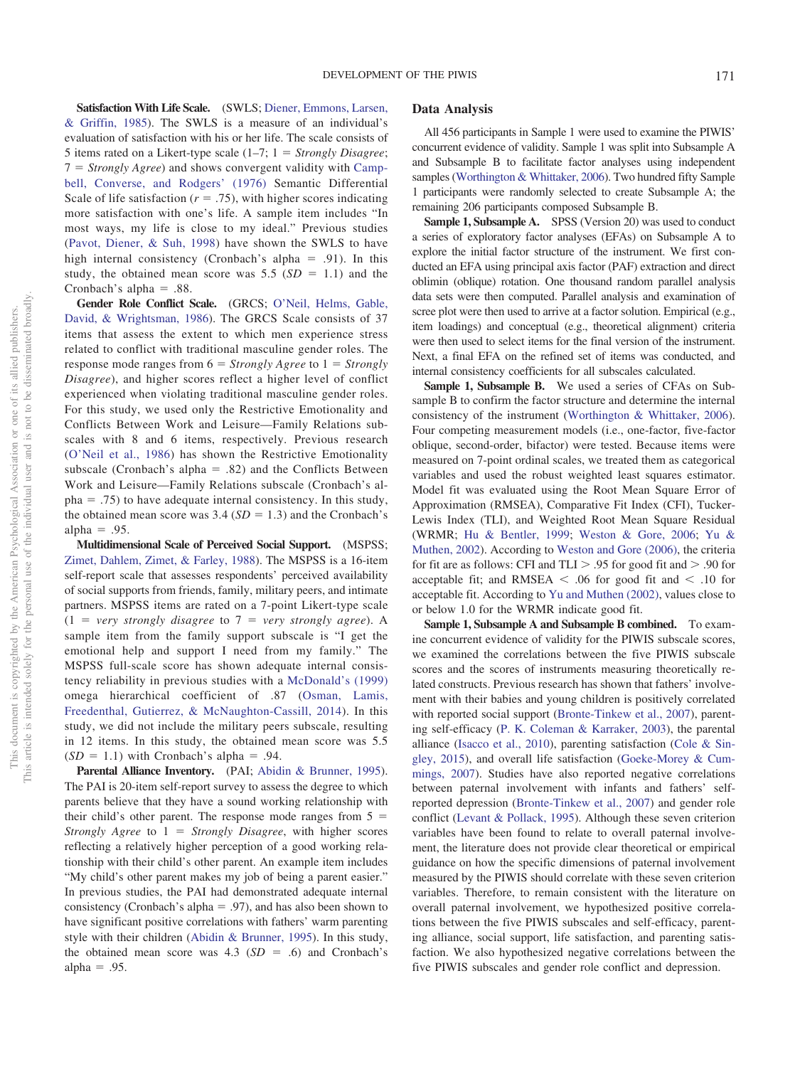**Satisfaction With Life Scale.** (SWLS; Diener, Emmons, Larsen, & Griffin, 1985). The SWLS is a measure of an individual's evaluation of satisfaction with his or her life. The scale consists of 5 items rated on a Likert-type scale (1–7; 1 = *Strongly Disagree*; 7 = *Strongly Agree*) and shows convergent validity with Campbell, Converse, and Rodgers' (1976) Semantic Differential Scale of life satisfaction ($r = .75$), with higher scores indicating more satisfaction with one's life. A sample item includes "In most ways, my life is close to my ideal." Previous studies (Pavot, Diener, & Suh, 1998) have shown the SWLS to have high internal consistency (Cronbach's alpha = .91). In this study, the obtained mean score was 5.5 ($SD = 1.1$) and the Cronbach's alpha = .88.

**Gender Role Conflict Scale.** (GRCS; O'Neil, Helms, Gable, David, & Wrightsman, 1986). The GRCS Scale consists of 37 items that assess the extent to which men experience stress related to conflict with traditional masculine gender roles. The response mode ranges from 6 = *Strongly Agree* to 1 = *Strongly Disagree*), and higher scores reflect a higher level of conflict experienced when violating traditional masculine gender roles. For this study, we used only the Restrictive Emotionality and Conflicts Between Work and Leisure—Family Relations subscales with 8 and 6 items, respectively. Previous research (O'Neil et al., 1986) has shown the Restrictive Emotionality subscale (Cronbach's alpha = .82) and the Conflicts Between Work and Leisure—Family Relations subscale (Cronbach's alpha = .75) to have adequate internal consistency. In this study, the obtained mean score was 3.4 ($SD = 1.3$) and the Cronbach's alpha = .95.

**Multidimensional Scale of Perceived Social Support.** (MSPSS; Zimet, Dahlem, Zimet, & Farley, 1988). The MSPSS is a 16-item self-report scale that assesses respondents' perceived availability of social supports from friends, family, military peers, and intimate partners. MSPSS items are rated on a 7-point Likert-type scale (1 = *very strongly disagree* to 7 = *very strongly agree*). A sample item from the family support subscale is "I get the emotional help and support I need from my family." The MSPSS full-scale score has shown adequate internal consistency reliability in previous studies with a McDonald's (1999) omega hierarchical coefficient of .87 (Osman, Lamis, Freedenthal, Gutierrez, & McNaughton-Cassill, 2014). In this study, we did not include the military peers subscale, resulting in 12 items. In this study, the obtained mean score was 5.5 ($SD = 1.1$) with Cronbach's alpha = .94.

**Parental Alliance Inventory.** (PAI; Abidin & Brunner, 1995). The PAI is 20-item self-report survey to assess the degree to which parents believe that they have a sound working relationship with their child's other parent. The response mode ranges from 5 = *Strongly Agree* to 1 = *Strongly Disagree*, with higher scores reflecting a relatively higher perception of a good working relationship with their child's other parent. An example item includes "My child's other parent makes my job of being a parent easier." In previous studies, the PAI had demonstrated adequate internal consistency (Cronbach's alpha = .97), and has also been shown to have significant positive correlations with fathers' warm parenting style with their children (Abidin & Brunner, 1995). In this study, the obtained mean score was 4.3 ($SD = .6$) and Cronbach's alpha = .95.

## Data Analysis

All 456 participants in Sample 1 were used to examine the PIWIS' concurrent evidence of validity. Sample 1 was split into Subsample A and Subsample B to facilitate factor analyses using independent samples (Worthington & Whittaker, 2006). Two hundred fifty Sample 1 participants were randomly selected to create Subsample A; the remaining 206 participants composed Subsample B.

**Sample 1, Subsample A.** SPSS (Version 20) was used to conduct a series of exploratory factor analyses (EFAs) on Subsample A to explore the initial factor structure of the instrument. We first conducted an EFA using principal axis factor (PAF) extraction and direct oblimin (oblique) rotation. One thousand random parallel analysis data sets were then computed. Parallel analysis and examination of scree plot were then used to arrive at a factor solution. Empirical (e.g., item loadings) and conceptual (e.g., theoretical alignment) criteria were then used to select items for the final version of the instrument. Next, a final EFA on the refined set of items was conducted, and internal consistency coefficients for all subscales calculated.

**Sample 1, Subsample B.** We used a series of CFAs on Subsample B to confirm the factor structure and determine the internal consistency of the instrument (Worthington & Whittaker, 2006). Four competing measurement models (i.e., one-factor, five-factor oblique, second-order, bifactor) were tested. Because items were measured on 7-point ordinal scales, we treated them as categorical variables and used the robust weighted least squares estimator. Model fit was evaluated using the Root Mean Square Error of Approximation (RMSEA), Comparative Fit Index (CFI), Tucker-Lewis Index (TLI), and Weighted Root Mean Square Residual (WRMR; Hu & Bentler, 1999; Weston & Gore, 2006; Yu & Muthen, 2002). According to Weston and Gore (2006), the criteria for fit are as follows: CFI and TLI $> .95$ for good fit and $> .90$ for acceptable fit; and RMSEA $< .06$ for good fit and $< .10$ for acceptable fit. According to Yu and Muthen (2002), values close to or below 1.0 for the WRMR indicate good fit.

**Sample 1, Subsample A and Subsample B combined.** To examine concurrent evidence of validity for the PIWIS subscale scores, we examined the correlations between the five PIWIS subscale scores and the scores of instruments measuring theoretically related constructs. Previous research has shown that fathers' involvement with their babies and young children is positively correlated with reported social support (Bronte-Tinkew et al., 2007), parenting self-efficacy (P. K. Coleman & Karraker, 2003), the parental alliance (Isacco et al., 2010), parenting satisfaction (Cole & Singley, 2015), and overall life satisfaction (Goeke-Morey & Cummings, 2007). Studies have also reported negative correlations between paternal involvement with infants and fathers' self-reported depression (Bronte-Tinkew et al., 2007) and gender role conflict (Levant & Pollack, 1995). Although these seven criterion variables have been found to relate to overall paternal involvement, the literature does not provide clear theoretical or empirical guidance on how the specific dimensions of paternal involvement measured by the PIWIS should correlate with these seven criterion variables. Therefore, to remain consistent with the literature on overall paternal involvement, we hypothesized positive correlations between the five PIWIS subscales and self-efficacy, parenting alliance, social support, life satisfaction, and parenting satisfaction. We also hypothesized negative correlations between the five PIWIS subscales and gender role conflict and depression.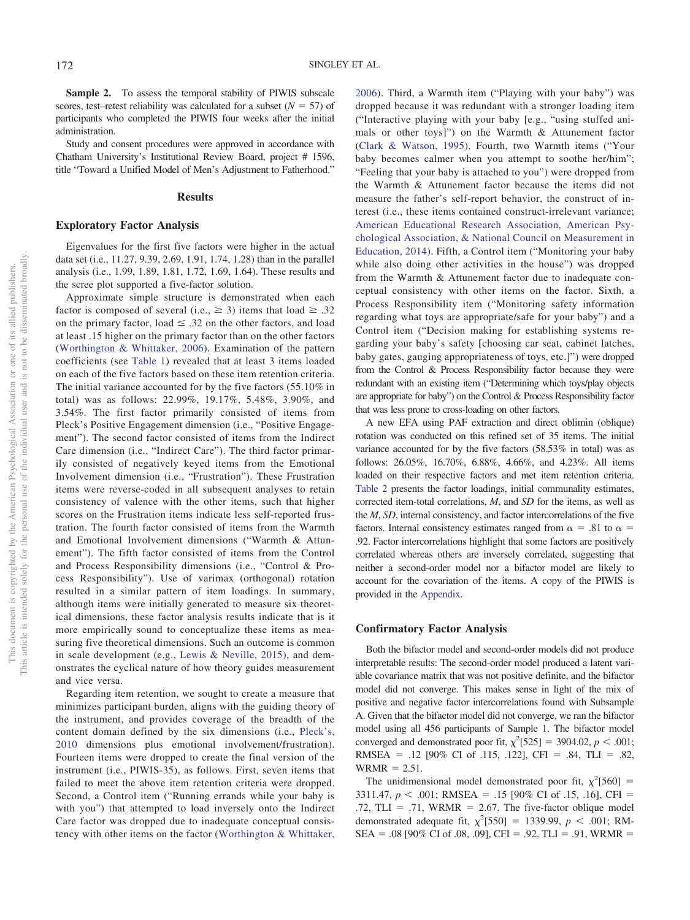**Sample 2.** To assess the temporal stability of PIWIS subscale scores, test–retest reliability was calculated for a subset ($N = 57$) of participants who completed the PIWIS four weeks after the initial administration.

Study and consent procedures were approved in accordance with Chatham University's Institutional Review Board, project # 1596, title "Toward a Unified Model of Men's Adjustment to Fatherhood."

## Results

### Exploratory Factor Analysis

Eigenvalues for the first five factors were higher in the actual data set (i.e., 11.27, 9.39, 2.69, 1.91, 1.74, 1.28) than in the parallel analysis (i.e., 1.99, 1.89, 1.81, 1.72, 1.69, 1.64). These results and the scree plot supported a five-factor solution.

Approximate simple structure is demonstrated when each factor is composed of several (i.e., $\geq 3$) items that load $\geq .32$ on the primary factor, load $\leq .32$ on the other factors, and load at least .15 higher on the primary factor than on the other factors (Worthington & Whittaker, 2006). Examination of the pattern coefficients (see Table 1) revealed that at least 3 items loaded on each of the five factors based on these item retention criteria. The initial variance accounted for by the five factors (55.10% in total) was as follows: 22.99%, 19.17%, 5.48%, 3.90%, and 3.54%. The first factor primarily consisted of items from Pleck's Positive Engagement dimension (i.e., "Positive Engagement"). The second factor consisted of items from the Indirect Care dimension (i.e., "Indirect Care"). The third factor primarily consisted of negatively keyed items from the Emotional Involvement dimension (i.e., "Frustration"). These Frustration items were reverse-coded in all subsequent analyses to retain consistency of valence with the other items, such that higher scores on the Frustration items indicate less self-reported frustration. The fourth factor consisted of items from the Warmth and Emotional Involvement dimensions ("Warmth & Attunement"). The fifth factor consisted of items from the Control and Process Responsibility dimensions (i.e., "Control & Process Responsibility"). Use of varimax (orthogonal) rotation resulted in a similar pattern of item loadings. In summary, although items were initially generated to measure six theoretical dimensions, these factor analysis results indicate that is it more empirically sound to conceptualize these items as measuring five theoretical dimensions. Such an outcome is common in scale development (e.g., Lewis & Neville, 2015), and demonstrates the cyclical nature of how theory guides measurement and vice versa.

Regarding item retention, we sought to create a measure that minimizes participant burden, aligns with the guiding theory of the instrument, and provides coverage of the breadth of the content domain defined by the six dimensions (i.e., Pleck's, 2010 dimensions plus emotional involvement/frustration). Fourteen items were dropped to create the final version of the instrument (i.e., PIWIS-35), as follows. First, seven items that failed to meet the above item retention criteria were dropped. Second, a Control item ("Running errands while your baby is with you") that attempted to load inversely onto the Indirect Care factor was dropped due to inadequate conceptual consistency with other items on the factor (Worthington & Whittaker, 2006). Third, a Warmth item ("Playing with your baby") was dropped because it was redundant with a stronger loading item ("Interactive playing with your baby [e.g., "using stuffed animals or other toys"]") on the Warmth & Attunement factor (Clark & Watson, 1995). Fourth, two Warmth items ("Your baby becomes calmer when you attempt to soothe her/him"; "Feeling that your baby is attached to you") were dropped from the Warmth & Attunement factor because the items did not measure the father's self-report behavior, the construct of interest (i.e., these items contained construct-irrelevant variance; American Educational Research Association, American Psychological Association, & National Council on Measurement in Education, 2014). Fifth, a Control item ("Monitoring your baby while also doing other activities in the house") was dropped from the Warmth & Attunement factor due to inadequate conceptual consistency with other items on the factor. Sixth, a Process Responsibility item ("Monitoring safety information regarding what toys are appropriate/safe for your baby") and a Control item ("Decision making for establishing systems regarding your baby's safety [choosing car seat, cabinet latches, baby gates, gauging appropriateness of toys, etc.]") were dropped from the Control & Process Responsibility factor because they were redundant with an existing item ("Determining which toys/play objects are appropriate for baby") on the Control & Process Responsibility factor that was less prone to cross-loading on other factors.

A new EFA using PAF extraction and direct oblimin (oblique) rotation was conducted on this refined set of 35 items. The initial variance accounted for by the five factors (58.53% in total) was as follows: 26.05%, 16.70%, 6.88%, 4.66%, and 4.23%. All items loaded on their respective factors and met item retention criteria. Table 2 presents the factor loadings, initial communality estimates, corrected item-total correlations, *M*, and *SD* for the items, as well as the *M*, *SD*, internal consistency, and factor intercorrelations of the five factors. Internal consistency estimates ranged from $\alpha = .81$ to $\alpha = .92$. Factor intercorrelations highlight that some factors are positively correlated whereas others are inversely correlated, suggesting that neither a second-order model nor a bifactor model are likely to account for the covariation of the items. A copy of the PIWIS is provided in the Appendix.

### Confirmatory Factor Analysis

Both the bifactor model and second-order models did not produce interpretable results: The second-order model produced a latent variable covariance matrix that was not positive definite, and the bifactor model did not converge. This makes sense in light of the mix of positive and negative factor intercorrelations found with Subsample A. Given that the bifactor model did not converge, we ran the bifactor model using all 456 participants of Sample 1. The bifactor model converged and demonstrated poor fit, $\chi^2[525] = 3904.02$, $p < .001$; RMSEA = .12 [90% CI of .115, .122], CFI = .84, TLI = .82, WRMR = 2.51.

The unidimensional model demonstrated poor fit, $\chi^2[560] = 3311.47$, $p < .001$; RMSEA = .15 [90% CI of .15, .16], CFI = .72, TLI = .71, WRMR = 2.67. The five-factor oblique model demonstrated adequate fit, $\chi^2[550] = 1339.99$, $p < .001$; RMSEA = .08 [90% CI of .08, .09], CFI = .92, TLI = .91, WRMR =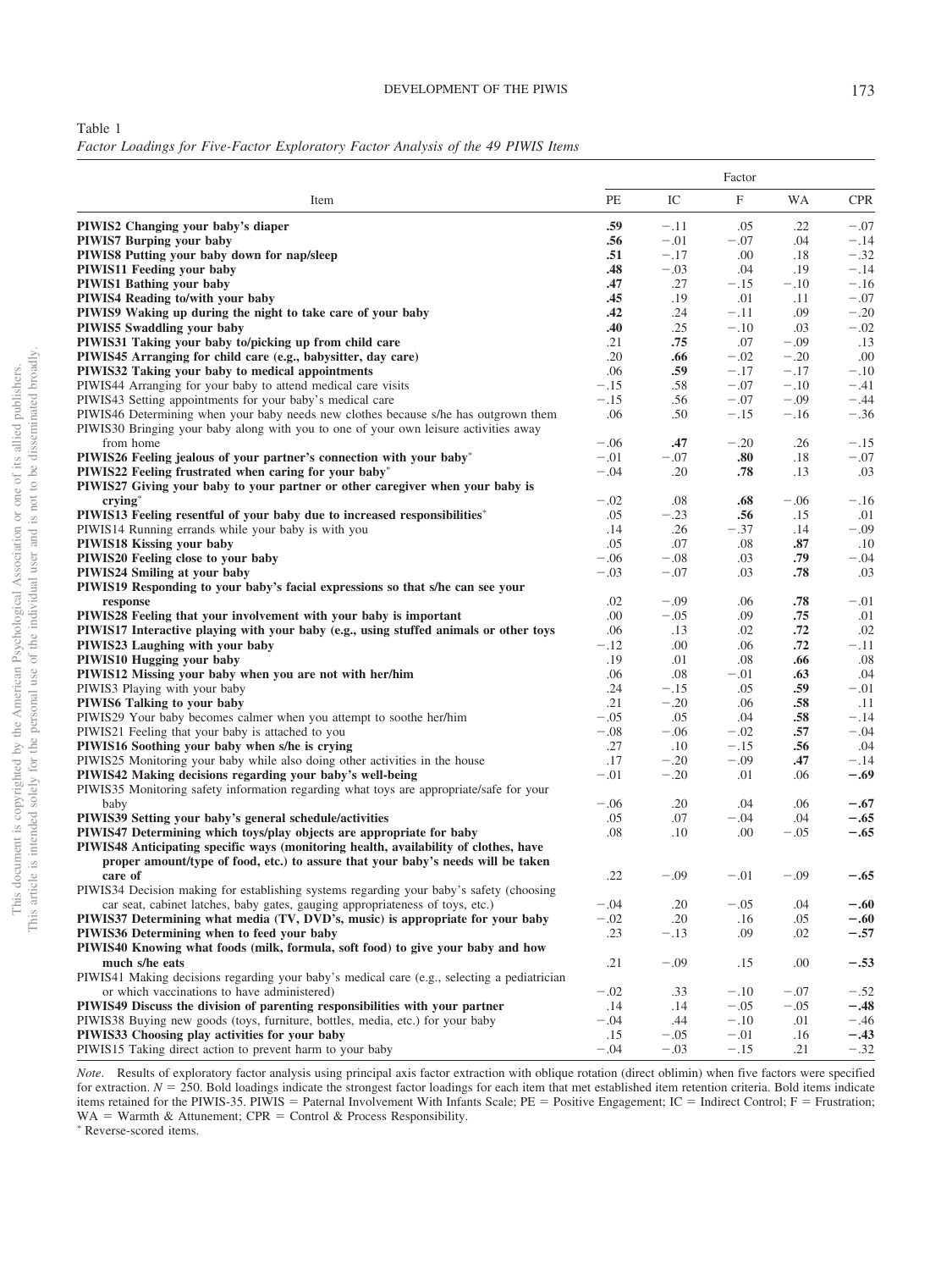Table 1
*Factor Loadings for Five-Factor Exploratory Factor Analysis of the 49 PIWIS Items*

| Item | PE | IC | F | WA | CPR |
|---|---|---|---|---|---|
| **PIWIS2 Changing your baby's diaper** | **.59** | −.11 | .05 | .22 | −.07 |
| **PIWIS7 Burping your baby** | **.56** | −.01 | −.07 | .04 | −.14 |
| **PIWIS8 Putting your baby down for nap/sleep** | **.51** | −.17 | .00 | .18 | −.32 |
| **PIWIS11 Feeding your baby** | **.48** | −.03 | .04 | .19 | −.14 |
| **PIWIS1 Bathing your baby** | **.47** | .27 | −.15 | −.10 | −.16 |
| **PIWIS4 Reading to/with your baby** | **.45** | .19 | .01 | .11 | −.07 |
| **PIWIS9 Waking up during the night to take care of your baby** | **.42** | .24 | −.11 | .09 | −.20 |
| **PIWIS5 Swaddling your baby** | **.40** | .25 | −.10 | .03 | −.02 |
| **PIWIS31 Taking your baby to/picking up from child care** | .21 | **.75** | .07 | −.09 | .13 |
| **PIWIS45 Arranging for child care (e.g., babysitter, day care)** | .20 | **.66** | −.02 | −.20 | .00 |
| **PIWIS32 Taking your baby to medical appointments** | .06 | **.59** | −.17 | −.17 | −.10 |
| PIWIS44 Arranging for your baby to attend medical care visits | −.15 | .58 | −.07 | −.10 | −.41 |
| PIWIS43 Setting appointments for your baby's medical care | −.15 | .56 | −.07 | −.09 | −.44 |
| PIWIS46 Determining when your baby needs new clothes because s/he has outgrown them | .06 | .50 | −.15 | −.16 | −.36 |
| PIWIS30 Bringing your baby along with you to one of your own leisure activities away from home | −.06 | **.47** | −.20 | .26 | −.15 |
| **PIWIS26 Feeling jealous of your partner's connection with your baby*** | −.01 | −.07 | **.80** | .18 | −.07 |
| **PIWIS22 Feeling frustrated when caring for your baby*** | −.04 | .20 | **.78** | .13 | .03 |
| **PIWIS27 Giving your baby to your partner or other caregiver when your baby is crying*** | −.02 | .08 | **.68** | −.06 | −.16 |
| **PIWIS13 Feeling resentful of your baby due to increased responsibilities*** | .05 | −.23 | **.56** | .15 | .01 |
| PIWIS14 Running errands while your baby is with you | .14 | .26 | −.37 | .14 | −.09 |
| **PIWIS18 Kissing your baby** | .05 | .07 | .08 | **.87** | .10 |
| **PIWIS20 Feeling close to your baby** | −.06 | −.08 | .03 | **.79** | −.04 |
| **PIWIS24 Smiling at your baby** | −.03 | −.07 | .03 | **.78** | .03 |
| **PIWIS19 Responding to your baby's facial expressions so that s/he can see your response** | .02 | −.09 | .06 | **.78** | −.01 |
| **PIWIS28 Feeling that your involvement with your baby is important** | .00 | −.05 | .09 | **.75** | .01 |
| **PIWIS17 Interactive playing with your baby (e.g., using stuffed animals or other toys** | .06 | .13 | .02 | **.72** | .02 |
| **PIWIS23 Laughing with your baby** | −.12 | .00 | .06 | **.72** | −.11 |
| **PIWIS10 Hugging your baby** | .19 | .01 | .08 | **.66** | .08 |
| **PIWIS12 Missing your baby when you are not with her/him** | .06 | .08 | −.01 | **.63** | .04 |
| PIWIS3 Playing with your baby | .24 | −.15 | .05 | **.59** | −.01 |
| **PIWIS6 Talking to your baby** | .21 | −.20 | .06 | **.58** | .11 |
| PIWIS29 Your baby becomes calmer when you attempt to soothe her/him | −.05 | .05 | .04 | **.58** | −.14 |
| PIWIS21 Feeling that your baby is attached to you | −.08 | −.06 | −.02 | **.57** | −.04 |
| **PIWIS16 Soothing your baby when s/he is crying** | .27 | .10 | −.15 | **.56** | .04 |
| PIWIS25 Monitoring your baby while also doing other activities in the house | .17 | −.20 | −.09 | **.47** | −.14 |
| **PIWIS42 Making decisions regarding your baby's well-being** | −.01 | −.20 | .01 | .06 | **−.69** |
| PIWIS35 Monitoring safety information regarding what toys are appropriate/safe for your baby | −.06 | .20 | .04 | .06 | **−.67** |
| **PIWIS39 Setting your baby's general schedule/activities** | .05 | .07 | −.04 | .04 | **−.65** |
| **PIWIS47 Determining which toys/play objects are appropriate for baby** | .08 | .10 | .00 | −.05 | **−.65** |
| **PIWIS48 Anticipating specific ways (monitoring health, availability of clothes, have proper amount/type of food, etc.) to assure that your baby's needs will be taken care of** | .22 | −.09 | −.01 | −.09 | **−.65** |
| PIWIS34 Decision making for establishing systems regarding your baby's safety (choosing car seat, cabinet latches, baby gates, gauging appropriateness of toys, etc.) | −.04 | .20 | −.05 | .04 | **−.60** |
| **PIWIS37 Determining what media (TV, DVD's, music) is appropriate for your baby** | −.02 | .20 | .16 | .05 | **−.60** |
| **PIWIS36 Determining when to feed your baby** | .23 | −.13 | .09 | .02 | **−.57** |
| **PIWIS40 Knowing what foods (milk, formula, soft food) to give your baby and how much s/he eats** | .21 | −.09 | .15 | .00 | **−.53** |
| PIWIS41 Making decisions regarding your baby's medical care (e.g., selecting a pediatrician or which vaccinations to have administered) | −.02 | .33 | −.10 | −.07 | −.52 |
| **PIWIS49 Discuss the division of parenting responsibilities with your partner** | .14 | .14 | −.05 | −.05 | **−.48** |
| PIWIS38 Buying new goods (toys, furniture, bottles, media, etc.) for your baby | −.04 | .44 | −.10 | .01 | −.46 |
| **PIWIS33 Choosing play activities for your baby** | .15 | −.05 | −.01 | .16 | **−.43** |
| PIWIS15 Taking direct action to prevent harm to your baby | −.04 | −.03 | −.15 | .21 | −.32 |

*Note*. Results of exploratory factor analysis using principal axis factor extraction with oblique rotation (direct oblimin) when five factors were specified for extraction. $N = 250$. Bold loadings indicate the strongest factor loadings for each item that met established item retention criteria. Bold items indicate items retained for the PIWIS-35. PIWIS = Paternal Involvement With Infants Scale; PE = Positive Engagement; IC = Indirect Control; F = Frustration; WA = Warmth & Attunement; CPR = Control & Process Responsibility.
* Reverse-scored items.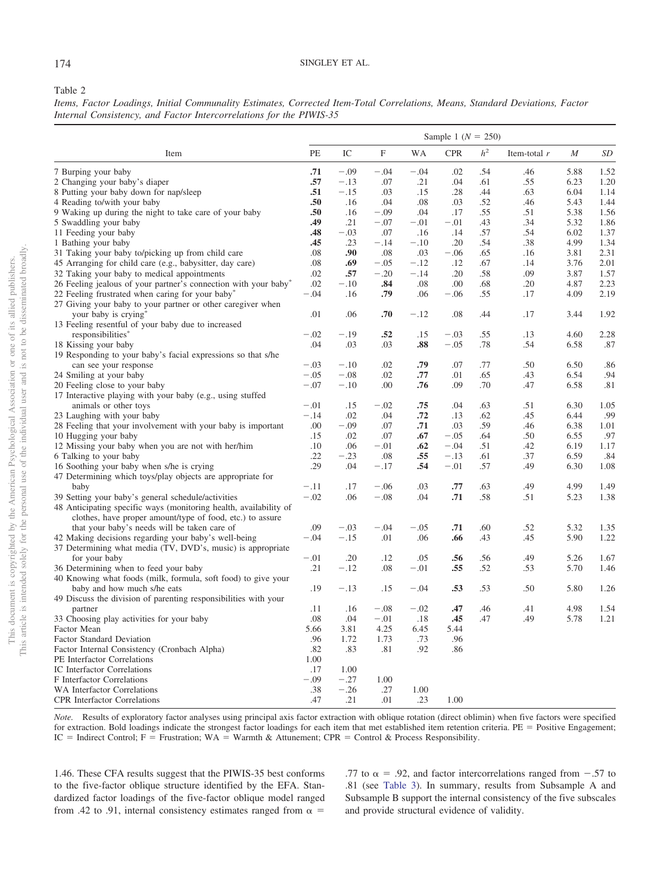Table 2

*Items, Factor Loadings, Initial Communality Estimates, Corrected Item-Total Correlations, Means, Standard Deviations, Factor Internal Consistency, and Factor Intercorrelations for the PIWIS-35*

| Item | Sample 1 ($N$ = 250) | | | | | | | | |
|---|---|---|---|---|---|---|---|---|---|
| | PE | IC | F | WA | CPR | $h^2$ | Item-total $r$ | $M$ | $SD$ |
| 7 Burping your baby | **.71** | −.09 | −.04 | −.04 | .02 | .54 | .46 | 5.88 | 1.52 |
| 2 Changing your baby's diaper | **.57** | −.13 | .07 | .21 | .04 | .61 | .55 | 6.23 | 1.20 |
| 8 Putting your baby down for nap/sleep | **.51** | −.15 | .03 | .15 | .28 | .44 | .63 | 6.04 | 1.14 |
| 4 Reading to/with your baby | **.50** | .16 | .04 | .08 | .03 | .52 | .46 | 5.43 | 1.44 |
| 9 Waking up during the night to take care of your baby | **.50** | .16 | −.09 | .04 | .17 | .55 | .51 | 5.38 | 1.56 |
| 5 Swaddling your baby | **.49** | .21 | −.07 | −.01 | −.01 | .43 | .34 | 5.32 | 1.86 |
| 11 Feeding your baby | **.48** | −.03 | .07 | .16 | .14 | .57 | .54 | 6.02 | 1.37 |
| 1 Bathing your baby | **.45** | .23 | −.14 | −.10 | .20 | .54 | .38 | 4.99 | 1.34 |
| 31 Taking your baby to/picking up from child care | .08 | **.90** | .08 | .03 | −.06 | .65 | .16 | 3.81 | 2.31 |
| 45 Arranging for child care (e.g., babysitter, day care) | .08 | **.69** | −.05 | −.12 | .12 | .67 | .14 | 3.76 | 2.01 |
| 32 Taking your baby to medical appointments | .02 | **.57** | −.20 | −.14 | .20 | .58 | .09 | 3.87 | 1.57 |
| 26 Feeling jealous of your partner's connection with your baby* | .02 | −.10 | **.84** | .08 | .00 | .68 | .20 | 4.87 | 2.23 |
| 22 Feeling frustrated when caring for your baby* | −.04 | .16 | **.79** | .06 | −.06 | .55 | .17 | 4.09 | 2.19 |
| 27 Giving your baby to your partner or other caregiver when your baby is crying* | .01 | .06 | **.70** | −.12 | .08 | .44 | .17 | 3.44 | 1.92 |
| 13 Feeling resentful of your baby due to increased responsibilities* | −.02 | −.19 | **.52** | .15 | −.03 | .55 | .13 | 4.60 | 2.28 |
| 18 Kissing your baby | .04 | .03 | .03 | **.88** | −.05 | .78 | .54 | 6.58 | .87 |
| 19 Responding to your baby's facial expressions so that s/he can see your response | −.03 | −.10 | .02 | **.79** | .07 | .77 | .50 | 6.50 | .86 |
| 24 Smiling at your baby | −.05 | −.08 | .02 | **.77** | .01 | .65 | .43 | 6.54 | .94 |
| 20 Feeling close to your baby | −.07 | −.10 | .00 | **.76** | .09 | .70 | .47 | 6.58 | .81 |
| 17 Interactive playing with your baby (e.g., using stuffed animals or other toys | −.01 | .15 | −.02 | **.75** | .04 | .63 | .51 | 6.30 | 1.05 |
| 23 Laughing with your baby | −.14 | .02 | .04 | **.72** | .13 | .62 | .45 | 6.44 | .99 |
| 28 Feeling that your involvement with your baby is important | .00 | −.09 | .07 | **.71** | .03 | .59 | .46 | 6.38 | 1.01 |
| 10 Hugging your baby | .15 | .02 | .07 | **.67** | −.05 | .64 | .50 | 6.55 | .97 |
| 12 Missing your baby when you are not with her/him | .10 | .06 | −.01 | **.62** | −.04 | .51 | .42 | 6.19 | 1.17 |
| 6 Talking to your baby | .22 | −.23 | .08 | **.55** | −.13 | .61 | .37 | 6.59 | .84 |
| 16 Soothing your baby when s/he is crying | .29 | .04 | −.17 | **.54** | −.01 | .57 | .49 | 6.30 | 1.08 |
| 47 Determining which toys/play objects are appropriate for baby | −.11 | .17 | −.06 | .03 | **.77** | .63 | .49 | 4.99 | 1.49 |
| 39 Setting your baby's general schedule/activities | −.02 | .06 | −.08 | .04 | **.71** | .58 | .51 | 5.23 | 1.38 |
| 48 Anticipating specific ways (monitoring health, availability of clothes, have proper amount/type of food, etc.) to assure that your baby's needs will be taken care of | .09 | −.03 | −.04 | −.05 | **.71** | .60 | .52 | 5.32 | 1.35 |
| 42 Making decisions regarding your baby's well-being | −.04 | −.15 | .01 | .06 | **.66** | .43 | .45 | 5.90 | 1.22 |
| 37 Determining what media (TV, DVD's, music) is appropriate for your baby | −.01 | .20 | .12 | .05 | **.56** | .56 | .49 | 5.26 | 1.67 |
| 36 Determining when to feed your baby | .21 | −.12 | .08 | −.01 | **.55** | .52 | .53 | 5.70 | 1.46 |
| 40 Knowing what foods (milk, formula, soft food) to give your baby and how much s/he eats | .19 | −.13 | .15 | −.04 | **.53** | .53 | .50 | 5.80 | 1.26 |
| 49 Discuss the division of parenting responsibilities with your partner | .11 | .16 | −.08 | −.02 | **.47** | .46 | .41 | 4.98 | 1.54 |
| 33 Choosing play activities for your baby | .08 | .04 | −.01 | .18 | **.45** | .47 | .49 | 5.78 | 1.21 |
| Factor Mean | 5.66 | 3.81 | 4.25 | 6.45 | 5.44 | | | | |
| Factor Standard Deviation | .96 | 1.72 | 1.73 | .73 | .96 | | | | |
| Factor Internal Consistency (Cronbach Alpha) | .82 | .83 | .81 | .92 | .86 | | | | |
| PE Interfactor Correlations | 1.00 | | | | | | | | |
| IC Interfactor Correlations | .17 | 1.00 | | | | | | | |
| F Interfactor Correlations | −.09 | −.27 | 1.00 | | | | | | |
| WA Interfactor Correlations | .38 | −.26 | .27 | 1.00 | | | | | |
| CPR Interfactor Correlations | .47 | .21 | .01 | .23 | 1.00 | | | | |

*Note.* Results of exploratory factor analyses using principal axis factor extraction with oblique rotation (direct oblimin) when five factors were specified for extraction. Bold loadings indicate the strongest factor loadings for each item that met established item retention criteria. PE = Positive Engagement; IC = Indirect Control; F = Frustration; WA = Warmth & Attunement; CPR = Control & Process Responsibility.

1.46. These CFA results suggest that the PIWIS-35 best conforms to the five-factor oblique structure identified by the EFA. Standardized factor loadings of the five-factor oblique model ranged from .42 to .91, internal consistency estimates ranged from $\alpha$ = .77 to $\alpha$ = .92, and factor intercorrelations ranged from −.57 to .81 (see Table 3). In summary, results from Subsample A and Subsample B support the internal consistency of the five subscales and provide structural evidence of validity.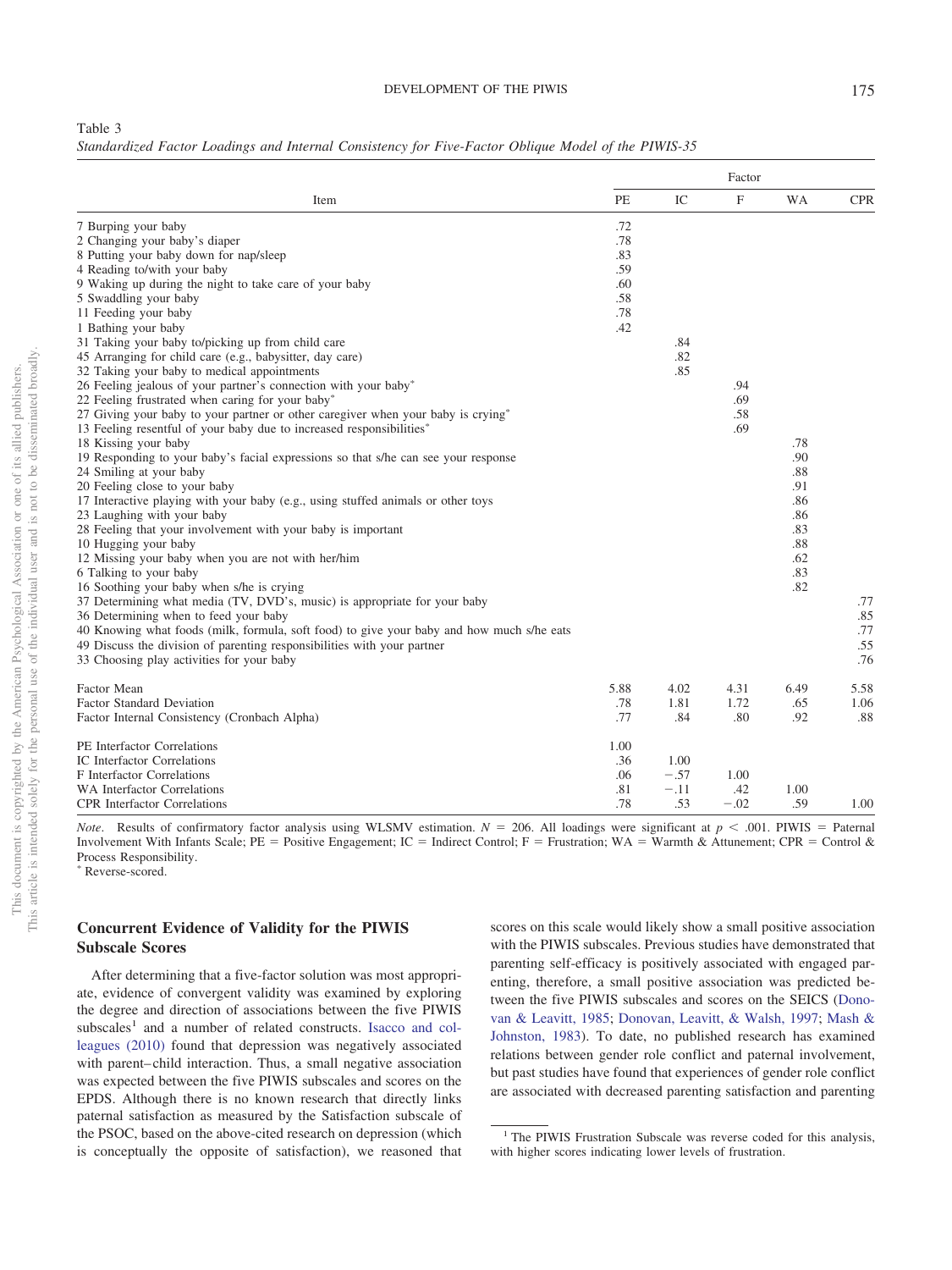Table 3
*Standardized Factor Loadings and Internal Consistency for Five-Factor Oblique Model of the PIWIS-35*

| Item | Factor | | | | |
|---|---|---|---|---|---|
| | PE | IC | F | WA | CPR |
| 7 Burping your baby | .72 | | | | |
| 2 Changing your baby's diaper | .78 | | | | |
| 8 Putting your baby down for nap/sleep | .83 | | | | |
| 4 Reading to/with your baby | .59 | | | | |
| 9 Waking up during the night to take care of your baby | .60 | | | | |
| 5 Swaddling your baby | .58 | | | | |
| 11 Feeding your baby | .78 | | | | |
| 1 Bathing your baby | .42 | | | | |
| 31 Taking your baby to/picking up from child care | | .84 | | | |
| 45 Arranging for child care (e.g., babysitter, day care) | | .82 | | | |
| 32 Taking your baby to medical appointments | | .85 | | | |
| 26 Feeling jealous of your partner's connection with your baby* | | | .94 | | |
| 22 Feeling frustrated when caring for your baby* | | | .69 | | |
| 27 Giving your baby to your partner or other caregiver when your baby is crying* | | | .58 | | |
| 13 Feeling resentful of your baby due to increased responsibilities* | | | .69 | | |
| 18 Kissing your baby | | | | .78 | |
| 19 Responding to your baby's facial expressions so that s/he can see your response | | | | .90 | |
| 24 Smiling at your baby | | | | .88 | |
| 20 Feeling close to your baby | | | | .91 | |
| 17 Interactive playing with your baby (e.g., using stuffed animals or other toys | | | | .86 | |
| 23 Laughing with your baby | | | | .86 | |
| 28 Feeling that your involvement with your baby is important | | | | .83 | |
| 10 Hugging your baby | | | | .88 | |
| 12 Missing your baby when you are not with her/him | | | | .62 | |
| 6 Talking to your baby | | | | .83 | |
| 16 Soothing your baby when s/he is crying | | | | .82 | |
| 37 Determining what media (TV, DVD's, music) is appropriate for your baby | | | | | .77 |
| 36 Determining when to feed your baby | | | | | .85 |
| 40 Knowing what foods (milk, formula, soft food) to give your baby and how much s/he eats | | | | | .77 |
| 49 Discuss the division of parenting responsibilities with your partner | | | | | .55 |
| 33 Choosing play activities for your baby | | | | | .76 |
| Factor Mean | 5.88 | 4.02 | 4.31 | 6.49 | 5.58 |
| Factor Standard Deviation | .78 | 1.81 | 1.72 | .65 | 1.06 |
| Factor Internal Consistency (Cronbach Alpha) | .77 | .84 | .80 | .92 | .88 |
| PE Interfactor Correlations | 1.00 | | | | |
| IC Interfactor Correlations | .36 | 1.00 | | | |
| F Interfactor Correlations | .06 | −.57 | 1.00 | | |
| WA Interfactor Correlations | .81 | −.11 | .42 | 1.00 | |
| CPR Interfactor Correlations | .78 | .53 | −.02 | .59 | 1.00 |

*Note*. Results of confirmatory factor analysis using WLSMV estimation. $N = 206$. All loadings were significant at $p < .001$. PIWIS = Paternal Involvement With Infants Scale; PE = Positive Engagement; IC = Indirect Control; F = Frustration; WA = Warmth & Attunement; CPR = Control & Process Responsibility.
\* Reverse-scored.

## Concurrent Evidence of Validity for the PIWIS Subscale Scores

After determining that a five-factor solution was most appropriate, evidence of convergent validity was examined by exploring the degree and direction of associations between the five PIWIS subscales[1] and a number of related constructs. Isacco and colleagues (2010) found that depression was negatively associated with parent–child interaction. Thus, a small negative association was expected between the five PIWIS subscales and scores on the EPDS. Although there is no known research that directly links paternal satisfaction as measured by the Satisfaction subscale of the PSOC, based on the above-cited research on depression (which is conceptually the opposite of satisfaction), we reasoned that scores on this scale would likely show a small positive association with the PIWIS subscales. Previous studies have demonstrated that parenting self-efficacy is positively associated with engaged parenting, therefore, a small positive association was predicted between the five PIWIS subscales and scores on the SEICS (Donovan & Leavitt, 1985; Donovan, Leavitt, & Walsh, 1997; Mash & Johnston, 1983). To date, no published research has examined relations between gender role conflict and paternal involvement, but past studies have found that experiences of gender role conflict are associated with decreased parenting satisfaction and parenting

[1] The PIWIS Frustration Subscale was reverse coded for this analysis, with higher scores indicating lower levels of frustration.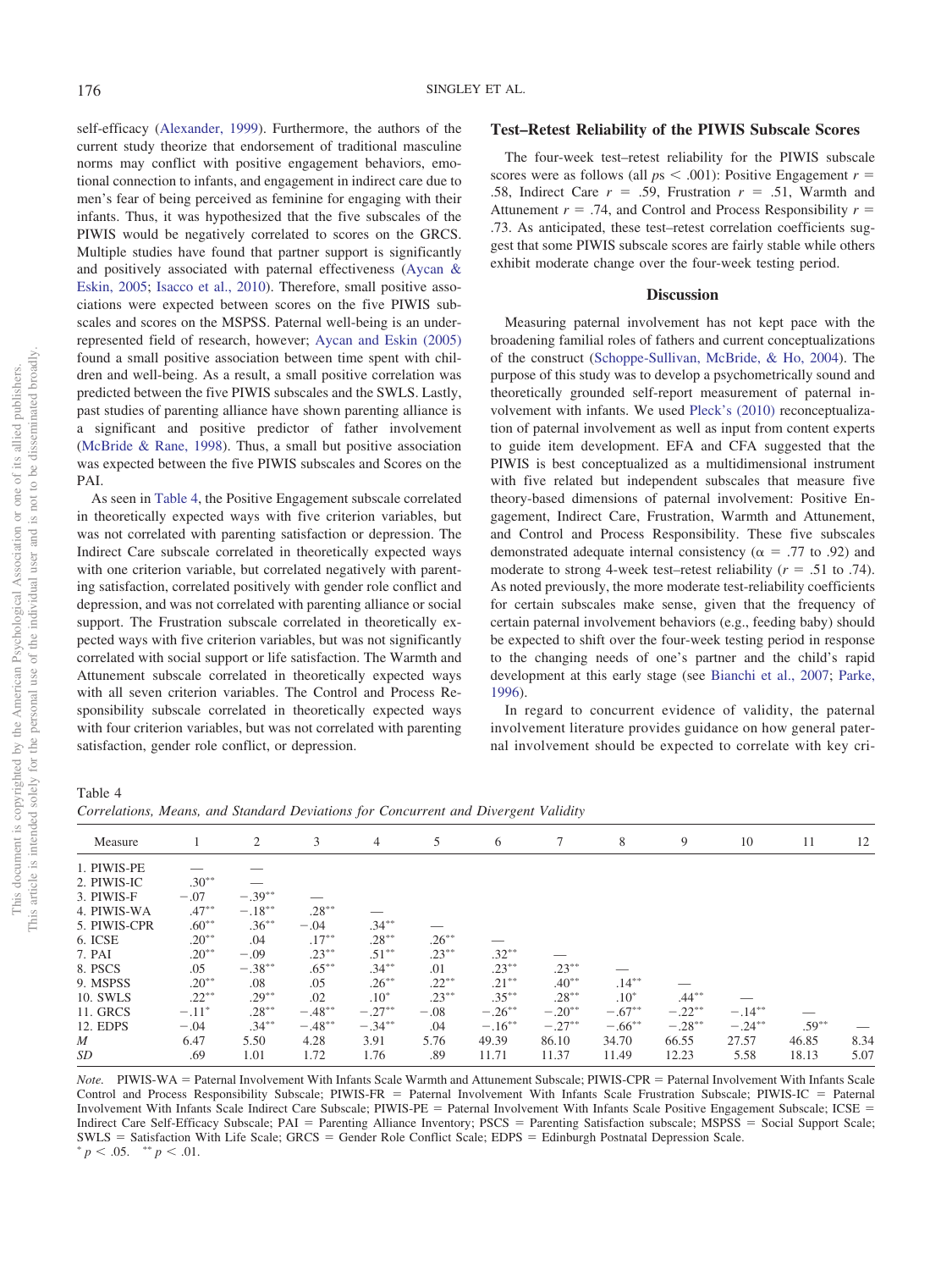self-efficacy (Alexander, 1999). Furthermore, the authors of the current study theorize that endorsement of traditional masculine norms may conflict with positive engagement behaviors, emotional connection to infants, and engagement in indirect care due to men's fear of being perceived as feminine for engaging with their infants. Thus, it was hypothesized that the five subscales of the PIWIS would be negatively correlated to scores on the GRCS. Multiple studies have found that partner support is significantly and positively associated with paternal effectiveness (Aycan & Eskin, 2005; Isacco et al., 2010). Therefore, small positive associations were expected between scores on the five PIWIS subscales and scores on the MSPSS. Paternal well-being is an underrepresented field of research, however; Aycan and Eskin (2005) found a small positive association between time spent with children and well-being. As a result, a small positive correlation was predicted between the five PIWIS subscales and the SWLS. Lastly, past studies of parenting alliance have shown parenting alliance is a significant and positive predictor of father involvement (McBride & Rane, 1998). Thus, a small but positive association was expected between the five PIWIS subscales and Scores on the PAI.

As seen in Table 4, the Positive Engagement subscale correlated in theoretically expected ways with five criterion variables, but was not correlated with parenting satisfaction or depression. The Indirect Care subscale correlated in theoretically expected ways with one criterion variable, but correlated negatively with parenting satisfaction, correlated positively with gender role conflict and depression, and was not correlated with parenting alliance or social support. The Frustration subscale correlated in theoretically expected ways with five criterion variables, but was not significantly correlated with social support or life satisfaction. The Warmth and Attunement subscale correlated in theoretically expected ways with all seven criterion variables. The Control and Process Responsibility subscale correlated in theoretically expected ways with four criterion variables, but was not correlated with parenting satisfaction, gender role conflict, or depression.

## Test–Retest Reliability of the PIWIS Subscale Scores

The four-week test–retest reliability for the PIWIS subscale scores were as follows (all $ps < .001$): Positive Engagement $r = .58$, Indirect Care $r = .59$, Frustration $r = .51$, Warmth and Attunement $r = .74$, and Control and Process Responsibility $r = .73$. As anticipated, these test–retest correlation coefficients suggest that some PIWIS subscale scores are fairly stable while others exhibit moderate change over the four-week testing period.

## Discussion

Measuring paternal involvement has not kept pace with the broadening familial roles of fathers and current conceptualizations of the construct (Schoppe-Sullivan, McBride, & Ho, 2004). The purpose of this study was to develop a psychometrically sound and theoretically grounded self-report measurement of paternal involvement with infants. We used Pleck's (2010) reconceptualization of paternal involvement as well as input from content experts to guide item development. EFA and CFA suggested that the PIWIS is best conceptualized as a multidimensional instrument with five related but independent subscales that measure five theory-based dimensions of paternal involvement: Positive Engagement, Indirect Care, Frustration, Warmth and Attunement, and Control and Process Responsibility. These five subscales demonstrated adequate internal consistency ($\alpha = .77$ to $.92$) and moderate to strong 4-week test–retest reliability ($r = .51$ to $.74$). As noted previously, the more moderate test-reliability coefficients for certain subscales make sense, given that the frequency of certain paternal involvement behaviors (e.g., feeding baby) should be expected to shift over the four-week testing period in response to the changing needs of one's partner and the child's rapid development at this early stage (see Bianchi et al., 2007; Parke, 1996).

In regard to concurrent evidence of validity, the paternal involvement literature provides guidance on how general paternal involvement should be expected to correlate with key cri-

Table 4
*Correlations, Means, and Standard Deviations for Concurrent and Divergent Validity*

| Measure | 1 | 2 | 3 | 4 | 5 | 6 | 7 | 8 | 9 | 10 | 11 | 12 |
|---|---|---|---|---|---|---|---|---|---|---|---|---|
| 1. PIWIS-PE | — | — | | | | | | | | | | |
| 2. PIWIS-IC | .30** | — | | | | | | | | | | |
| 3. PIWIS-F | −.07 | −.39** | — | | | | | | | | | |
| 4. PIWIS-WA | .47** | −.18** | .28** | — | | | | | | | | |
| 5. PIWIS-CPR | .60** | .36** | −.04 | .34** | — | | | | | | | |
| 6. ICSE | .20** | .04 | .17** | .28** | .26** | — | | | | | | |
| 7. PAI | .20** | −.09 | .23** | .51** | .23** | .32** | — | | | | | |
| 8. PSCS | .05 | −.38** | .65** | .34** | .01 | .23** | .23** | — | | | | |
| 9. MSPSS | .20** | .08 | .05 | .26** | .22** | .21** | .40** | .14** | — | | | |
| 10. SWLS | .22** | .29** | .02 | .10* | .23** | .35** | .28** | .10* | .44** | — | | |
| 11. GRCS | −.11* | .28** | −.48** | −.27** | −.08 | −.26** | −.20** | −.67** | −.22** | −.14** | — | |
| 12. EDPS | −.04 | .34** | −.48** | −.34** | .04 | −.16** | −.27** | −.66** | −.28** | −.24** | .59** | — |
| *M* | 6.47 | 5.50 | 4.28 | 3.91 | 5.76 | 49.39 | 86.10 | 34.70 | 66.55 | 27.57 | 46.85 | 8.34 |
| *SD* | .69 | 1.01 | 1.72 | 1.76 | .89 | 11.71 | 11.37 | 11.49 | 12.23 | 5.58 | 18.13 | 5.07 |

*Note.* PIWIS-WA = Paternal Involvement With Infants Scale Warmth and Attunement Subscale; PIWIS-CPR = Paternal Involvement With Infants Scale Control and Process Responsibility Subscale; PIWIS-FR = Paternal Involvement With Infants Scale Frustration Subscale; PIWIS-IC = Paternal Involvement With Infants Scale Indirect Care Subscale; PIWIS-PE = Paternal Involvement With Infants Scale Positive Engagement Subscale; ICSE = Indirect Care Self-Efficacy Subscale; PAI = Parenting Alliance Inventory; PSCS = Parenting Satisfaction subscale; MSPSS = Social Support Scale; SWLS = Satisfaction With Life Scale; GRCS = Gender Role Conflict Scale; EDPS = Edinburgh Postnatal Depression Scale.
* $p < .05$. ** $p < .01$.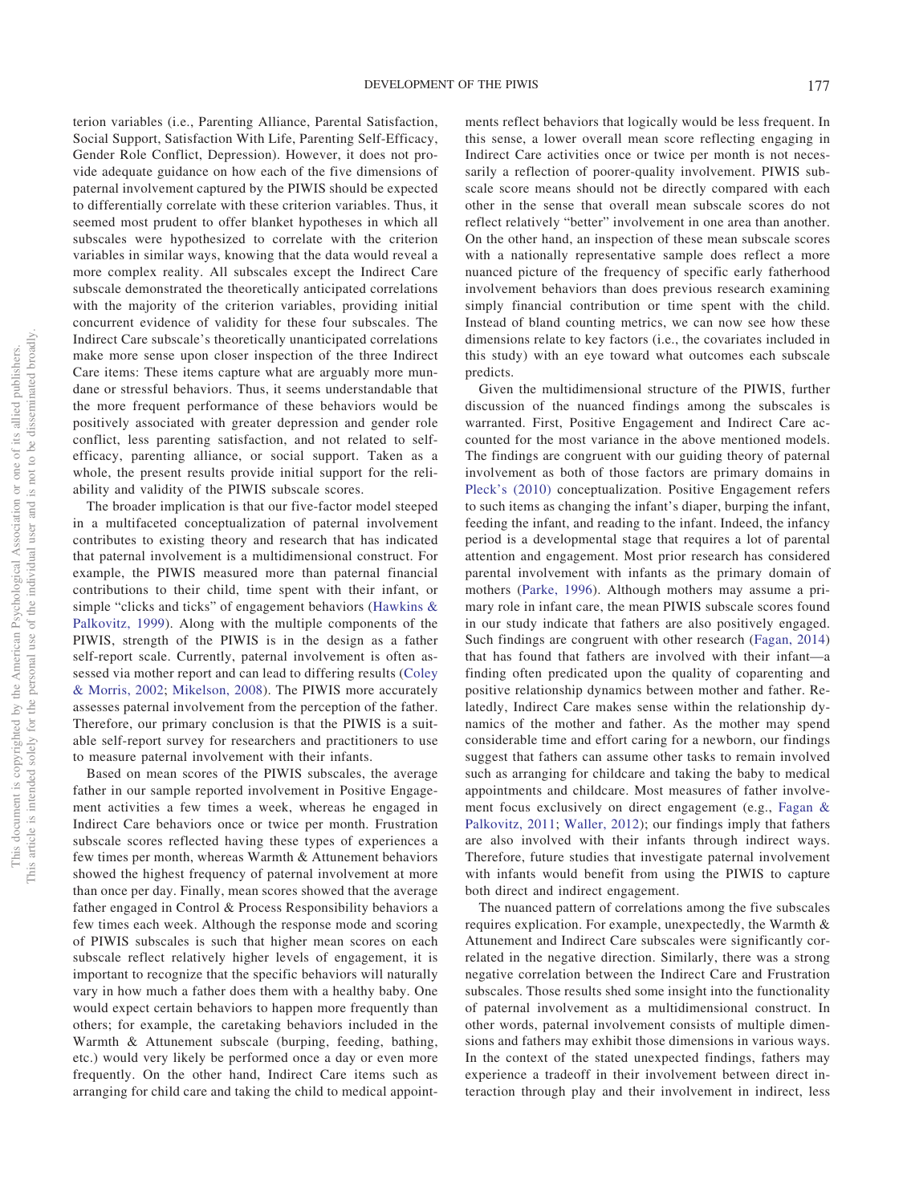terion variables (i.e., Parenting Alliance, Parental Satisfaction, Social Support, Satisfaction With Life, Parenting Self-Efficacy, Gender Role Conflict, Depression). However, it does not provide adequate guidance on how each of the five dimensions of paternal involvement captured by the PIWIS should be expected to differentially correlate with these criterion variables. Thus, it seemed most prudent to offer blanket hypotheses in which all subscales were hypothesized to correlate with the criterion variables in similar ways, knowing that the data would reveal a more complex reality. All subscales except the Indirect Care subscale demonstrated the theoretically anticipated correlations with the majority of the criterion variables, providing initial concurrent evidence of validity for these four subscales. The Indirect Care subscale's theoretically unanticipated correlations make more sense upon closer inspection of the three Indirect Care items: These items capture what are arguably more mundane or stressful behaviors. Thus, it seems understandable that the more frequent performance of these behaviors would be positively associated with greater depression and gender role conflict, less parenting satisfaction, and not related to self-efficacy, parenting alliance, or social support. Taken as a whole, the present results provide initial support for the reliability and validity of the PIWIS subscale scores.

The broader implication is that our five-factor model steeped in a multifaceted conceptualization of paternal involvement contributes to existing theory and research that has indicated that paternal involvement is a multidimensional construct. For example, the PIWIS measured more than paternal financial contributions to their child, time spent with their infant, or simple "clicks and ticks" of engagement behaviors (Hawkins & Palkovitz, 1999). Along with the multiple components of the PIWIS, strength of the PIWIS is in the design as a father self-report scale. Currently, paternal involvement is often assessed via mother report and can lead to differing results (Coley & Morris, 2002; Mikelson, 2008). The PIWIS more accurately assesses paternal involvement from the perception of the father. Therefore, our primary conclusion is that the PIWIS is a suitable self-report survey for researchers and practitioners to use to measure paternal involvement with their infants.

Based on mean scores of the PIWIS subscales, the average father in our sample reported involvement in Positive Engagement activities a few times a week, whereas he engaged in Indirect Care behaviors once or twice per month. Frustration subscale scores reflected having these types of experiences a few times per month, whereas Warmth & Attunement behaviors showed the highest frequency of paternal involvement at more than once per day. Finally, mean scores showed that the average father engaged in Control & Process Responsibility behaviors a few times each week. Although the response mode and scoring of PIWIS subscales is such that higher mean scores on each subscale reflect relatively higher levels of engagement, it is important to recognize that the specific behaviors will naturally vary in how much a father does them with a healthy baby. One would expect certain behaviors to happen more frequently than others; for example, the caretaking behaviors included in the Warmth & Attunement subscale (burping, feeding, bathing, etc.) would very likely be performed once a day or even more frequently. On the other hand, Indirect Care items such as arranging for child care and taking the child to medical appointments reflect behaviors that logically would be less frequent. In this sense, a lower overall mean score reflecting engaging in Indirect Care activities once or twice per month is not necessarily a reflection of poorer-quality involvement. PIWIS subscale score means should not be directly compared with each other in the sense that overall mean subscale scores do not reflect relatively "better" involvement in one area than another. On the other hand, an inspection of these mean subscale scores with a nationally representative sample does reflect a more nuanced picture of the frequency of specific early fatherhood involvement behaviors than does previous research examining simply financial contribution or time spent with the child. Instead of bland counting metrics, we can now see how these dimensions relate to key factors (i.e., the covariates included in this study) with an eye toward what outcomes each subscale predicts.

Given the multidimensional structure of the PIWIS, further discussion of the nuanced findings among the subscales is warranted. First, Positive Engagement and Indirect Care accounted for the most variance in the above mentioned models. The findings are congruent with our guiding theory of paternal involvement as both of those factors are primary domains in Pleck's (2010) conceptualization. Positive Engagement refers to such items as changing the infant's diaper, burping the infant, feeding the infant, and reading to the infant. Indeed, the infancy period is a developmental stage that requires a lot of parental attention and engagement. Most prior research has considered parental involvement with infants as the primary domain of mothers (Parke, 1996). Although mothers may assume a primary role in infant care, the mean PIWIS subscale scores found in our study indicate that fathers are also positively engaged. Such findings are congruent with other research (Fagan, 2014) that has found that fathers are involved with their infant—a finding often predicated upon the quality of coparenting and positive relationship dynamics between mother and father. Relatedly, Indirect Care makes sense within the relationship dynamics of the mother and father. As the mother may spend considerable time and effort caring for a newborn, our findings suggest that fathers can assume other tasks to remain involved such as arranging for childcare and taking the baby to medical appointments and childcare. Most measures of father involvement focus exclusively on direct engagement (e.g., Fagan & Palkovitz, 2011; Waller, 2012); our findings imply that fathers are also involved with their infants through indirect ways. Therefore, future studies that investigate paternal involvement with infants would benefit from using the PIWIS to capture both direct and indirect engagement.

The nuanced pattern of correlations among the five subscales requires explication. For example, unexpectedly, the Warmth & Attunement and Indirect Care subscales were significantly correlated in the negative direction. Similarly, there was a strong negative correlation between the Indirect Care and Frustration subscales. Those results shed some insight into the functionality of paternal involvement as a multidimensional construct. In other words, paternal involvement consists of multiple dimensions and fathers may exhibit those dimensions in various ways. In the context of the stated unexpected findings, fathers may experience a tradeoff in their involvement between direct interaction through play and their involvement in indirect, less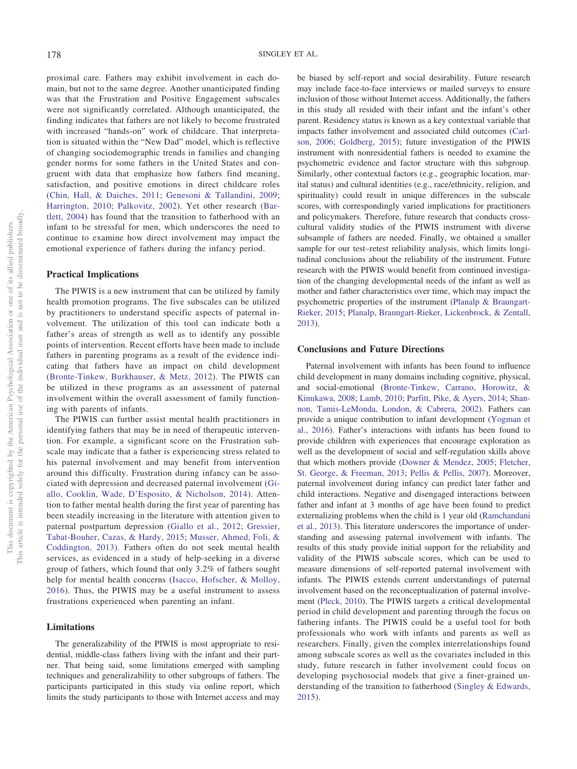proximal care. Fathers may exhibit involvement in each domain, but not to the same degree. Another unanticipated finding was that the Frustration and Positive Engagement subscales were not significantly correlated. Although unanticipated, the finding indicates that fathers are not likely to become frustrated with increased "hands-on" work of childcare. That interpretation is situated within the "New Dad" model, which is reflective of changing sociodemographic trends in families and changing gender norms for some fathers in the United States and congruent with data that emphasize how fathers find meaning, satisfaction, and positive emotions in direct childcare roles (Chin, Hall, & Daiches, 2011; Genesoni & Tallandini, 2009; Harrington, 2010; Palkovitz, 2002). Yet other research (Bartlett, 2004) has found that the transition to fatherhood with an infant to be stressful for men, which underscores the need to continue to examine how direct involvement may impact the emotional experience of fathers during the infancy period.

## Practical Implications

The PIWIS is a new instrument that can be utilized by family health promotion programs. The five subscales can be utilized by practitioners to understand specific aspects of paternal involvement. The utilization of this tool can indicate both a father's areas of strength as well as to identify any possible points of intervention. Recent efforts have been made to include fathers in parenting programs as a result of the evidence indicating that fathers have an impact on child development (Bronte-Tinkew, Burkhauser, & Metz, 2012). The PIWIS can be utilized in these programs as an assessment of paternal involvement within the overall assessment of family functioning with parents of infants.

The PIWIS can further assist mental health practitioners in identifying fathers that may be in need of therapeutic intervention. For example, a significant score on the Frustration subscale may indicate that a father is experiencing stress related to his paternal involvement and may benefit from intervention around this difficulty. Frustration during infancy can be associated with depression and decreased paternal involvement (Giallo, Cooklin, Wade, D'Esposito, & Nicholson, 2014). Attention to father mental health during the first year of parenting has been steadily increasing in the literature with attention given to paternal postpartum depression (Giallo et al., 2012; Gressier, Tabat-Bouher, Cazas, & Hardy, 2015; Musser, Ahmed, Foli, & Coddington, 2013). Fathers often do not seek mental health services, as evidenced in a study of help-seeking in a diverse group of fathers, which found that only 3.2% of fathers sought help for mental health concerns (Isacco, Hofscher, & Molloy, 2016). Thus, the PIWIS may be a useful instrument to assess frustrations experienced when parenting an infant.

## Limitations

The generalizability of the PIWIS is most appropriate to residential, middle-class fathers living with the infant and their partner. That being said, some limitations emerged with sampling techniques and generalizability to other subgroups of fathers. The participants participated in this study via online report, which limits the study participants to those with Internet access and may be biased by self-report and social desirability. Future research may include face-to-face interviews or mailed surveys to ensure inclusion of those without Internet access. Additionally, the fathers in this study all resided with their infant and the infant's other parent. Residency status is known as a key contextual variable that impacts father involvement and associated child outcomes (Carlson, 2006; Goldberg, 2015); future investigation of the PIWIS instrument with nonresidential fathers is needed to examine the psychometric evidence and factor structure with this subgroup. Similarly, other contextual factors (e.g., geographic location, marital status) and cultural identities (e.g., race/ethnicity, religion, and spirituality) could result in unique differences in the subscale scores, with correspondingly varied implications for practitioners and policymakers. Therefore, future research that conducts cross-cultural validity studies of the PIWIS instrument with diverse subsample of fathers are needed. Finally, we obtained a smaller sample for our test–retest reliability analysis, which limits longitudinal conclusions about the reliability of the instrument. Future research with the PIWIS would benefit from continued investigation of the changing developmental needs of the infant as well as mother and father characteristics over time, which may impact the psychometric properties of the instrument (Planalp & Braungart-Rieker, 2015; Planalp, Braungart-Rieker, Lickenbrock, & Zentall, 2013).

## Conclusions and Future Directions

Paternal involvement with infants has been found to influence child development in many domains including cognitive, physical, and social-emotional (Bronte-Tinkew, Carrano, Horowitz, & Kinukawa, 2008; Lamb, 2010; Parfitt, Pike, & Ayers, 2014; Shannon, Tamis-LeMonda, London, & Cabrera, 2002). Fathers can provide a unique contribution to infant development (Yogman et al., 2016). Father's interactions with infants has been found to provide children with experiences that encourage exploration as well as the development of social and self-regulation skills above that which mothers provide (Downer & Mendez, 2005; Fletcher, St. George, & Freeman, 2013; Pellis & Pellis, 2007). Moreover, paternal involvement during infancy can predict later father and child interactions. Negative and disengaged interactions between father and infant at 3 months of age have been found to predict externalizing problems when the child is 1 year old (Ramchandani et al., 2013). This literature underscores the importance of understanding and assessing paternal involvement with infants. The results of this study provide initial support for the reliability and validity of the PIWIS subscale scores, which can be used to measure dimensions of self-reported paternal involvement with infants. The PIWIS extends current understandings of paternal involvement based on the reconceptualization of paternal involvement (Pleck, 2010). The PIWIS targets a critical developmental period in child development and parenting through the focus on fathering infants. The PIWIS could be a useful tool for both professionals who work with infants and parents as well as researchers. Finally, given the complex interrelationships found among subscale scores as well as the covariates included in this study, future research in father involvement could focus on developing psychosocial models that give a finer-grained understanding of the transition to fatherhood (Singley & Edwards, 2015).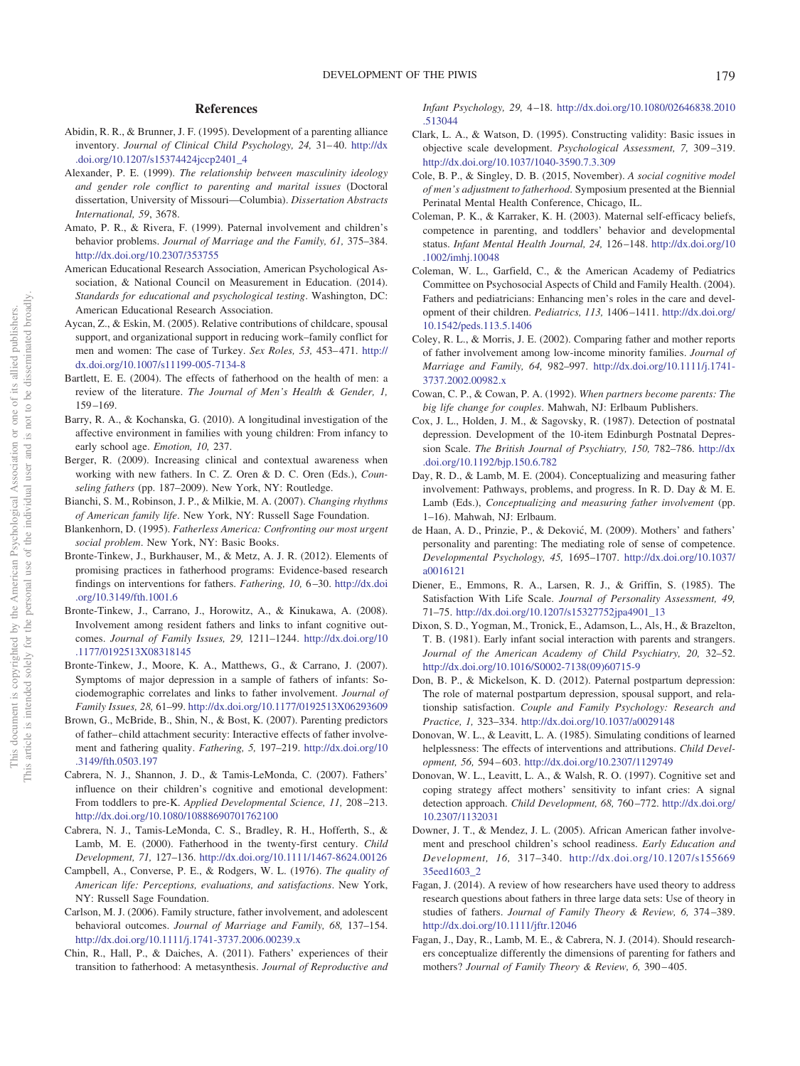# References

Abidin, R. R., & Brunner, J. F. (1995). Development of a parenting alliance inventory. *Journal of Clinical Child Psychology, 24,* 31–40. http://dx.doi.org/10.1207/s15374424jccp2401_4

Alexander, P. E. (1999). *The relationship between masculinity ideology and gender role conflict to parenting and marital issues* (Doctoral dissertation, University of Missouri—Columbia). *Dissertation Abstracts International, 59*, 3678.

Amato, P. R., & Rivera, F. (1999). Paternal involvement and children's behavior problems. *Journal of Marriage and the Family, 61,* 375–384. http://dx.doi.org/10.2307/353755

American Educational Research Association, American Psychological Association, & National Council on Measurement in Education. (2014). *Standards for educational and psychological testing*. Washington, DC: American Educational Research Association.

Aycan, Z., & Eskin, M. (2005). Relative contributions of childcare, spousal support, and organizational support in reducing work–family conflict for men and women: The case of Turkey. *Sex Roles, 53,* 453–471. http://dx.doi.org/10.1007/s11199-005-7134-8

Bartlett, E. E. (2004). The effects of fatherhood on the health of men: a review of the literature. *The Journal of Men's Health & Gender, 1,* 159–169.

Barry, R. A., & Kochanska, G. (2010). A longitudinal investigation of the affective environment in families with young children: From infancy to early school age. *Emotion, 10,* 237.

Berger, R. (2009). Increasing clinical and contextual awareness when working with new fathers. In C. Z. Oren & D. C. Oren (Eds.), *Counseling fathers* (pp. 187–2009). New York, NY: Routledge.

Bianchi, S. M., Robinson, J. P., & Milkie, M. A. (2007). *Changing rhythms of American family life*. New York, NY: Russell Sage Foundation.

Blankenhorn, D. (1995). *Fatherless America: Confronting our most urgent social problem*. New York, NY: Basic Books.

Bronte-Tinkew, J., Burkhauser, M., & Metz, A. J. R. (2012). Elements of promising practices in fatherhood programs: Evidence-based research findings on interventions for fathers. *Fathering, 10,* 6–30. http://dx.doi.org/10.3149/fth.1001.6

Bronte-Tinkew, J., Carrano, J., Horowitz, A., & Kinukawa, A. (2008). Involvement among resident fathers and links to infant cognitive outcomes. *Journal of Family Issues, 29,* 1211–1244. http://dx.doi.org/10.1177/0192513X08318145

Bronte-Tinkew, J., Moore, K. A., Matthews, G., & Carrano, J. (2007). Symptoms of major depression in a sample of fathers of infants: Sociodemographic correlates and links to father involvement. *Journal of Family Issues, 28,* 61–99. http://dx.doi.org/10.1177/0192513X06293609

Brown, G., McBride, B., Shin, N., & Bost, K. (2007). Parenting predictors of father–child attachment security: Interactive effects of father involvement and fathering quality. *Fathering, 5,* 197–219. http://dx.doi.org/10.3149/fth.0503.197

Cabrera, N. J., Shannon, J. D., & Tamis-LeMonda, C. (2007). Fathers' influence on their children's cognitive and emotional development: From toddlers to pre-K. *Applied Developmental Science, 11,* 208–213. http://dx.doi.org/10.1080/10888690701762100

Cabrera, N. J., Tamis-LeMonda, C. S., Bradley, R. H., Hofferth, S., & Lamb, M. E. (2000). Fatherhood in the twenty-first century. *Child Development, 71,* 127–136. http://dx.doi.org/10.1111/1467-8624.00126

Campbell, A., Converse, P. E., & Rodgers, W. L. (1976). *The quality of American life: Perceptions, evaluations, and satisfactions*. New York, NY: Russell Sage Foundation.

Carlson, M. J. (2006). Family structure, father involvement, and adolescent behavioral outcomes. *Journal of Marriage and Family, 68,* 137–154. http://dx.doi.org/10.1111/j.1741-3737.2006.00239.x

Chin, R., Hall, P., & Daiches, A. (2011). Fathers' experiences of their transition to fatherhood: A metasynthesis. *Journal of Reproductive and Infant Psychology, 29,* 4–18. http://dx.doi.org/10.1080/02646838.2010.513044

Clark, L. A., & Watson, D. (1995). Constructing validity: Basic issues in objective scale development. *Psychological Assessment, 7,* 309–319. http://dx.doi.org/10.1037/1040-3590.7.3.309

Cole, B. P., & Singley, D. B. (2015, November). *A social cognitive model of men's adjustment to fatherhood*. Symposium presented at the Biennial Perinatal Mental Health Conference, Chicago, IL.

Coleman, P. K., & Karraker, K. H. (2003). Maternal self-efficacy beliefs, competence in parenting, and toddlers' behavior and developmental status. *Infant Mental Health Journal, 24,* 126–148. http://dx.doi.org/10.1002/imhj.10048

Coleman, W. L., Garfield, C., & the American Academy of Pediatrics Committee on Psychosocial Aspects of Child and Family Health. (2004). Fathers and pediatricians: Enhancing men's roles in the care and development of their children. *Pediatrics, 113,* 1406–1411. http://dx.doi.org/10.1542/peds.113.5.1406

Coley, R. L., & Morris, J. E. (2002). Comparing father and mother reports of father involvement among low-income minority families. *Journal of Marriage and Family, 64,* 982–997. http://dx.doi.org/10.1111/j.1741-3737.2002.00982.x

Cowan, C. P., & Cowan, P. A. (1992). *When partners become parents: The big life change for couples*. Mahwah, NJ: Erlbaum Publishers.

Cox, J. L., Holden, J. M., & Sagovsky, R. (1987). Detection of postnatal depression. Development of the 10-item Edinburgh Postnatal Depression Scale. *The British Journal of Psychiatry, 150,* 782–786. http://dx.doi.org/10.1192/bjp.150.6.782

Day, R. D., & Lamb, M. E. (2004). Conceptualizing and measuring father involvement: Pathways, problems, and progress. In R. D. Day & M. E. Lamb (Eds.), *Conceptualizing and measuring father involvement* (pp. 1–16). Mahwah, NJ: Erlbaum.

de Haan, A. D., Prinzie, P., & Deković, M. (2009). Mothers' and fathers' personality and parenting: The mediating role of sense of competence. *Developmental Psychology, 45,* 1695–1707. http://dx.doi.org/10.1037/a0016121

Diener, E., Emmons, R. A., Larsen, R. J., & Griffin, S. (1985). The Satisfaction With Life Scale. *Journal of Personality Assessment, 49,* 71–75. http://dx.doi.org/10.1207/s15327752jpa4901_13

Dixon, S. D., Yogman, M., Tronick, E., Adamson, L., Als, H., & Brazelton, T. B. (1981). Early infant social interaction with parents and strangers. *Journal of the American Academy of Child Psychiatry, 20,* 32–52. http://dx.doi.org/10.1016/S0002-7138(09)60715-9

Don, B. P., & Mickelson, K. D. (2012). Paternal postpartum depression: The role of maternal postpartum depression, spousal support, and relationship satisfaction. *Couple and Family Psychology: Research and Practice, 1,* 323–334. http://dx.doi.org/10.1037/a0029148

Donovan, W. L., & Leavitt, L. A. (1985). Simulating conditions of learned helplessness: The effects of interventions and attributions. *Child Development, 56,* 594–603. http://dx.doi.org/10.2307/1129749

Donovan, W. L., Leavitt, L. A., & Walsh, R. O. (1997). Cognitive set and coping strategy affect mothers' sensitivity to infant cries: A signal detection approach. *Child Development, 68,* 760–772. http://dx.doi.org/10.2307/1132031

Downer, J. T., & Mendez, J. L. (2005). African American father involvement and preschool children's school readiness. *Early Education and Development, 16,* 317–340. http://dx.doi.org/10.1207/s15566935eed1603_2

Fagan, J. (2014). A review of how researchers have used theory to address research questions about fathers in three large data sets: Use of theory in studies of fathers. *Journal of Family Theory & Review, 6,* 374–389. http://dx.doi.org/10.1111/jftr.12046

Fagan, J., Day, R., Lamb, M. E., & Cabrera, N. J. (2014). Should researchers conceptualize differently the dimensions of parenting for fathers and mothers? *Journal of Family Theory & Review, 6,* 390–405.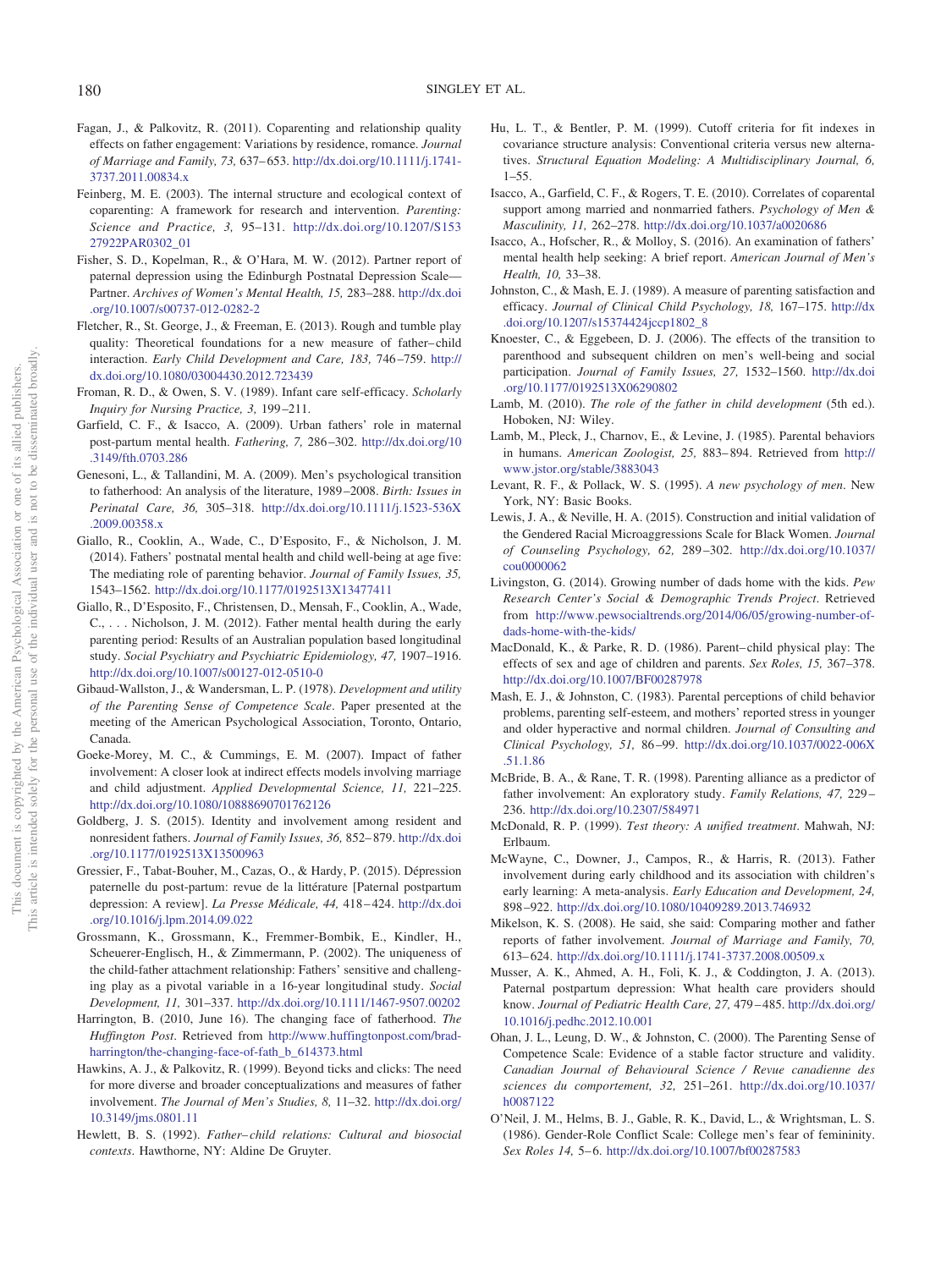Fagan, J., & Palkovitz, R. (2011). Coparenting and relationship quality effects on father engagement: Variations by residence, romance. *Journal of Marriage and Family, 73,* 637–653. http://dx.doi.org/10.1111/j.1741-3737.2011.00834.x

Feinberg, M. E. (2003). The internal structure and ecological context of coparenting: A framework for research and intervention. *Parenting: Science and Practice, 3,* 95–131. http://dx.doi.org/10.1207/S15327922PAR0302_01

Fisher, S. D., Kopelman, R., & O'Hara, M. W. (2012). Partner report of paternal depression using the Edinburgh Postnatal Depression Scale—Partner. *Archives of Women's Mental Health, 15,* 283–288. http://dx.doi.org/10.1007/s00737-012-0282-2

Fletcher, R., St. George, J., & Freeman, E. (2013). Rough and tumble play quality: Theoretical foundations for a new measure of father–child interaction. *Early Child Development and Care, 183,* 746–759. http://dx.doi.org/10.1080/03004430.2012.723439

Froman, R. D., & Owen, S. V. (1989). Infant care self-efficacy. *Scholarly Inquiry for Nursing Practice, 3,* 199–211.

Garfield, C. F., & Isacco, A. (2009). Urban fathers' role in maternal post-partum mental health. *Fathering, 7,* 286–302. http://dx.doi.org/10.3149/fth.0703.286

Genesoni, L., & Tallandini, M. A. (2009). Men's psychological transition to fatherhood: An analysis of the literature, 1989–2008. *Birth: Issues in Perinatal Care, 36,* 305–318. http://dx.doi.org/10.1111/j.1523-536X.2009.00358.x

Giallo, R., Cooklin, A., Wade, C., D'Esposito, F., & Nicholson, J. M. (2014). Fathers' postnatal mental health and child well-being at age five: The mediating role of parenting behavior. *Journal of Family Issues, 35,* 1543–1562. http://dx.doi.org/10.1177/0192513X13477411

Giallo, R., D'Esposito, F., Christensen, D., Mensah, F., Cooklin, A., Wade, C., . . . Nicholson, J. M. (2012). Father mental health during the early parenting period: Results of an Australian population based longitudinal study. *Social Psychiatry and Psychiatric Epidemiology, 47,* 1907–1916. http://dx.doi.org/10.1007/s00127-012-0510-0

Gibaud-Wallston, J., & Wandersman, L. P. (1978). *Development and utility of the Parenting Sense of Competence Scale*. Paper presented at the meeting of the American Psychological Association, Toronto, Ontario, Canada.

Goeke-Morey, M. C., & Cummings, E. M. (2007). Impact of father involvement: A closer look at indirect effects models involving marriage and child adjustment. *Applied Developmental Science, 11,* 221–225. http://dx.doi.org/10.1080/10888690701762126

Goldberg, J. S. (2015). Identity and involvement among resident and nonresident fathers. *Journal of Family Issues, 36,* 852–879. http://dx.doi.org/10.1177/0192513X13500963

Gressier, F., Tabat-Bouher, M., Cazas, O., & Hardy, P. (2015). Dépression paternelle du post-partum: revue de la littérature [Paternal postpartum depression: A review]. *La Presse Médicale, 44,* 418–424. http://dx.doi.org/10.1016/j.lpm.2014.09.022

Grossmann, K., Grossmann, K., Fremmer-Bombik, E., Kindler, H., Scheuerer-Englisch, H., & Zimmermann, P. (2002). The uniqueness of the child-father attachment relationship: Fathers' sensitive and challenging play as a pivotal variable in a 16-year longitudinal study. *Social Development, 11,* 301–337. http://dx.doi.org/10.1111/1467-9507.00202

Harrington, B. (2010, June 16). The changing face of fatherhood. *The Huffington Post*. Retrieved from http://www.huffingtonpost.com/brad-harrington/the-changing-face-of-fath_b_614373.html

Hawkins, A. J., & Palkovitz, R. (1999). Beyond ticks and clicks: The need for more diverse and broader conceptualizations and measures of father involvement. *The Journal of Men's Studies, 8,* 11–32. http://dx.doi.org/10.3149/jms.0801.11

Hewlett, B. S. (1992). *Father–child relations: Cultural and biosocial contexts*. Hawthorne, NY: Aldine De Gruyter.

Hu, L. T., & Bentler, P. M. (1999). Cutoff criteria for fit indexes in covariance structure analysis: Conventional criteria versus new alternatives. *Structural Equation Modeling: A Multidisciplinary Journal, 6,* 1–55.

Isacco, A., Garfield, C. F., & Rogers, T. E. (2010). Correlates of coparental support among married and nonmarried fathers. *Psychology of Men & Masculinity, 11,* 262–278. http://dx.doi.org/10.1037/a0020686

Isacco, A., Hofscher, R., & Molloy, S. (2016). An examination of fathers' mental health help seeking: A brief report. *American Journal of Men's Health, 10,* 33–38.

Johnston, C., & Mash, E. J. (1989). A measure of parenting satisfaction and efficacy. *Journal of Clinical Child Psychology, 18,* 167–175. http://dx.doi.org/10.1207/s15374424jccp1802_8

Knoester, C., & Eggebeen, D. J. (2006). The effects of the transition to parenthood and subsequent children on men's well-being and social participation. *Journal of Family Issues, 27,* 1532–1560. http://dx.doi.org/10.1177/0192513X06290802

Lamb, M. (2010). *The role of the father in child development* (5th ed.). Hoboken, NJ: Wiley.

Lamb, M., Pleck, J., Charnov, E., & Levine, J. (1985). Parental behaviors in humans. *American Zoologist, 25,* 883–894. Retrieved from http://www.jstor.org/stable/3883043

Levant, R. F., & Pollack, W. S. (1995). *A new psychology of men*. New York, NY: Basic Books.

Lewis, J. A., & Neville, H. A. (2015). Construction and initial validation of the Gendered Racial Microaggressions Scale for Black Women. *Journal of Counseling Psychology, 62,* 289–302. http://dx.doi.org/10.1037/cou0000062

Livingston, G. (2014). Growing number of dads home with the kids. *Pew Research Center's Social & Demographic Trends Project*. Retrieved from http://www.pewsocialtrends.org/2014/06/05/growing-number-of-dads-home-with-the-kids/

MacDonald, K., & Parke, R. D. (1986). Parent–child physical play: The effects of sex and age of children and parents. *Sex Roles, 15,* 367–378. http://dx.doi.org/10.1007/BF00287978

Mash, E. J., & Johnston, C. (1983). Parental perceptions of child behavior problems, parenting self-esteem, and mothers' reported stress in younger and older hyperactive and normal children. *Journal of Consulting and Clinical Psychology, 51,* 86–99. http://dx.doi.org/10.1037/0022-006X.51.1.86

McBride, B. A., & Rane, T. R. (1998). Parenting alliance as a predictor of father involvement: An exploratory study. *Family Relations, 47,* 229–236. http://dx.doi.org/10.2307/584971

McDonald, R. P. (1999). *Test theory: A unified treatment*. Mahwah, NJ: Erlbaum.

McWayne, C., Downer, J., Campos, R., & Harris, R. (2013). Father involvement during early childhood and its association with children's early learning: A meta-analysis. *Early Education and Development, 24,* 898–922. http://dx.doi.org/10.1080/10409289.2013.746932

Mikelson, K. S. (2008). He said, she said: Comparing mother and father reports of father involvement. *Journal of Marriage and Family, 70,* 613–624. http://dx.doi.org/10.1111/j.1741-3737.2008.00509.x

Musser, A. K., Ahmed, A. H., Foli, K. J., & Coddington, J. A. (2013). Paternal postpartum depression: What health care providers should know. *Journal of Pediatric Health Care, 27,* 479–485. http://dx.doi.org/10.1016/j.pedhc.2012.10.001

Ohan, J. L., Leung, D. W., & Johnston, C. (2000). The Parenting Sense of Competence Scale: Evidence of a stable factor structure and validity. *Canadian Journal of Behavioural Science / Revue canadienne des sciences du comportement, 32,* 251–261. http://dx.doi.org/10.1037/h0087122

O'Neil, J. M., Helms, B. J., Gable, R. K., David, L., & Wrightsman, L. S. (1986). Gender-Role Conflict Scale: College men's fear of femininity. *Sex Roles 14,* 5–6. http://dx.doi.org/10.1007/bf00287583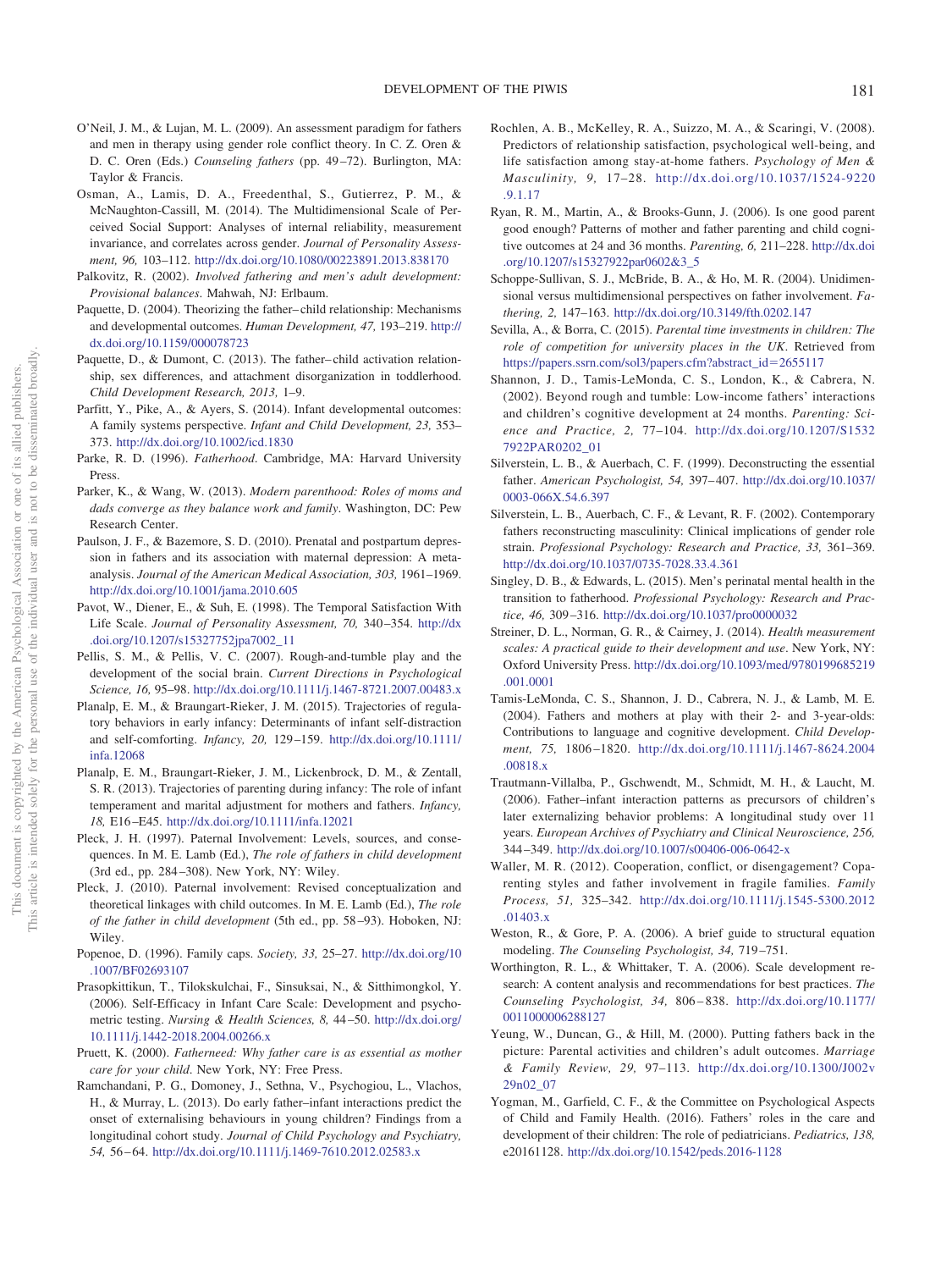O'Neil, J. M., & Lujan, M. L. (2009). An assessment paradigm for fathers and men in therapy using gender role conflict theory. In C. Z. Oren & D. C. Oren (Eds.) *Counseling fathers* (pp. 49–72). Burlington, MA: Taylor & Francis.

Osman, A., Lamis, D. A., Freedenthal, S., Gutierrez, P. M., & McNaughton-Cassill, M. (2014). The Multidimensional Scale of Perceived Social Support: Analyses of internal reliability, measurement invariance, and correlates across gender. *Journal of Personality Assessment, 96,* 103–112. http://dx.doi.org/10.1080/00223891.2013.838170

Palkovitz, R. (2002). *Involved fathering and men's adult development: Provisional balances*. Mahwah, NJ: Erlbaum.

Paquette, D. (2004). Theorizing the father–child relationship: Mechanisms and developmental outcomes. *Human Development, 47,* 193–219. http://dx.doi.org/10.1159/000078723

Paquette, D., & Dumont, C. (2013). The father–child activation relationship, sex differences, and attachment disorganization in toddlerhood. *Child Development Research, 2013,* 1–9.

Parfitt, Y., Pike, A., & Ayers, S. (2014). Infant developmental outcomes: A family systems perspective. *Infant and Child Development, 23,* 353–373. http://dx.doi.org/10.1002/icd.1830

Parke, R. D. (1996). *Fatherhood*. Cambridge, MA: Harvard University Press.

Parker, K., & Wang, W. (2013). *Modern parenthood: Roles of moms and dads converge as they balance work and family*. Washington, DC: Pew Research Center.

Paulson, J. F., & Bazemore, S. D. (2010). Prenatal and postpartum depression in fathers and its association with maternal depression: A meta-analysis. *Journal of the American Medical Association, 303,* 1961–1969. http://dx.doi.org/10.1001/jama.2010.605

Pavot, W., Diener, E., & Suh, E. (1998). The Temporal Satisfaction With Life Scale. *Journal of Personality Assessment, 70,* 340–354. http://dx.doi.org/10.1207/s15327752jpa7002_11

Pellis, S. M., & Pellis, V. C. (2007). Rough-and-tumble play and the development of the social brain. *Current Directions in Psychological Science, 16,* 95–98. http://dx.doi.org/10.1111/j.1467-8721.2007.00483.x

Planalp, E. M., & Braungart-Rieker, J. M. (2015). Trajectories of regulatory behaviors in early infancy: Determinants of infant self-distraction and self-comforting. *Infancy, 20,* 129–159. http://dx.doi.org/10.1111/infa.12068

Planalp, E. M., Braungart-Rieker, J. M., Lickenbrock, D. M., & Zentall, S. R. (2013). Trajectories of parenting during infancy: The role of infant temperament and marital adjustment for mothers and fathers. *Infancy, 18,* E16–E45. http://dx.doi.org/10.1111/infa.12021

Pleck, J. H. (1997). Paternal Involvement: Levels, sources, and consequences. In M. E. Lamb (Ed.), *The role of fathers in child development* (3rd ed., pp. 284–308). New York, NY: Wiley.

Pleck, J. (2010). Paternal involvement: Revised conceptualization and theoretical linkages with child outcomes. In M. E. Lamb (Ed.), *The role of the father in child development* (5th ed., pp. 58–93). Hoboken, NJ: Wiley.

Popenoe, D. (1996). Family caps. *Society, 33,* 25–27. http://dx.doi.org/10.1007/BF02693107

Prasopkittikun, T., Tilokskulchai, F., Sinsuksai, N., & Sitthimongkol, Y. (2006). Self-Efficacy in Infant Care Scale: Development and psychometric testing. *Nursing & Health Sciences, 8,* 44–50. http://dx.doi.org/10.1111/j.1442-2018.2004.00266.x

Pruett, K. (2000). *Fatherneed: Why father care is as essential as mother care for your child*. New York, NY: Free Press.

Ramchandani, P. G., Domoney, J., Sethna, V., Psychogiou, L., Vlachos, H., & Murray, L. (2013). Do early father–infant interactions predict the onset of externalising behaviours in young children? Findings from a longitudinal cohort study. *Journal of Child Psychology and Psychiatry, 54,* 56–64. http://dx.doi.org/10.1111/j.1469-7610.2012.02583.x

Rochlen, A. B., McKelley, R. A., Suizzo, M. A., & Scaringi, V. (2008). Predictors of relationship satisfaction, psychological well-being, and life satisfaction among stay-at-home fathers. *Psychology of Men & Masculinity, 9,* 17–28. http://dx.doi.org/10.1037/1524-9220.9.1.17

Ryan, R. M., Martin, A., & Brooks-Gunn, J. (2006). Is one good parent good enough? Patterns of mother and father parenting and child cognitive outcomes at 24 and 36 months. *Parenting, 6,* 211–228. http://dx.doi.org/10.1207/s15327922par0602&3_5

Schoppe-Sullivan, S. J., McBride, B. A., & Ho, M. R. (2004). Unidimensional versus multidimensional perspectives on father involvement. *Fathering, 2,* 147–163. http://dx.doi.org/10.3149/fth.0202.147

Sevilla, A., & Borra, C. (2015). *Parental time investments in children: The role of competition for university places in the UK*. Retrieved from https://papers.ssrn.com/sol3/papers.cfm?abstract_id=2655117

Shannon, J. D., Tamis-LeMonda, C. S., London, K., & Cabrera, N. (2002). Beyond rough and tumble: Low-income fathers' interactions and children's cognitive development at 24 months. *Parenting: Science and Practice, 2,* 77–104. http://dx.doi.org/10.1207/S15327922PAR0202_01

Silverstein, L. B., & Auerbach, C. F. (1999). Deconstructing the essential father. *American Psychologist, 54,* 397–407. http://dx.doi.org/10.1037/0003-066X.54.6.397

Silverstein, L. B., Auerbach, C. F., & Levant, R. F. (2002). Contemporary fathers reconstructing masculinity: Clinical implications of gender role strain. *Professional Psychology: Research and Practice, 33,* 361–369. http://dx.doi.org/10.1037/0735-7028.33.4.361

Singley, D. B., & Edwards, L. (2015). Men's perinatal mental health in the transition to fatherhood. *Professional Psychology: Research and Practice, 46,* 309–316. http://dx.doi.org/10.1037/pro0000032

Streiner, D. L., Norman, G. R., & Cairney, J. (2014). *Health measurement scales: A practical guide to their development and use*. New York, NY: Oxford University Press. http://dx.doi.org/10.1093/med/9780199685219.001.0001

Tamis-LeMonda, C. S., Shannon, J. D., Cabrera, N. J., & Lamb, M. E. (2004). Fathers and mothers at play with their 2- and 3-year-olds: Contributions to language and cognitive development. *Child Development, 75,* 1806–1820. http://dx.doi.org/10.1111/j.1467-8624.2004.00818.x

Trautmann-Villalba, P., Gschwendt, M., Schmidt, M. H., & Laucht, M. (2006). Father–infant interaction patterns as precursors of children's later externalizing behavior problems: A longitudinal study over 11 years. *European Archives of Psychiatry and Clinical Neuroscience, 256,* 344–349. http://dx.doi.org/10.1007/s00406-006-0642-x

Waller, M. R. (2012). Cooperation, conflict, or disengagement? Coparenting styles and father involvement in fragile families. *Family Process, 51,* 325–342. http://dx.doi.org/10.1111/j.1545-5300.2012.01403.x

Weston, R., & Gore, P. A. (2006). A brief guide to structural equation modeling. *The Counseling Psychologist, 34,* 719–751.

Worthington, R. L., & Whittaker, T. A. (2006). Scale development research: A content analysis and recommendations for best practices. *The Counseling Psychologist, 34,* 806–838. http://dx.doi.org/10.1177/0011000006288127

Yeung, W., Duncan, G., & Hill, M. (2000). Putting fathers back in the picture: Parental activities and children's adult outcomes. *Marriage & Family Review, 29,* 97–113. http://dx.doi.org/10.1300/J002v29n02_07

Yogman, M., Garfield, C. F., & the Committee on Psychological Aspects of Child and Family Health. (2016). Fathers' roles in the care and development of their children: The role of pediatricians. *Pediatrics, 138,* e20161128. http://dx.doi.org/10.1542/peds.2016-1128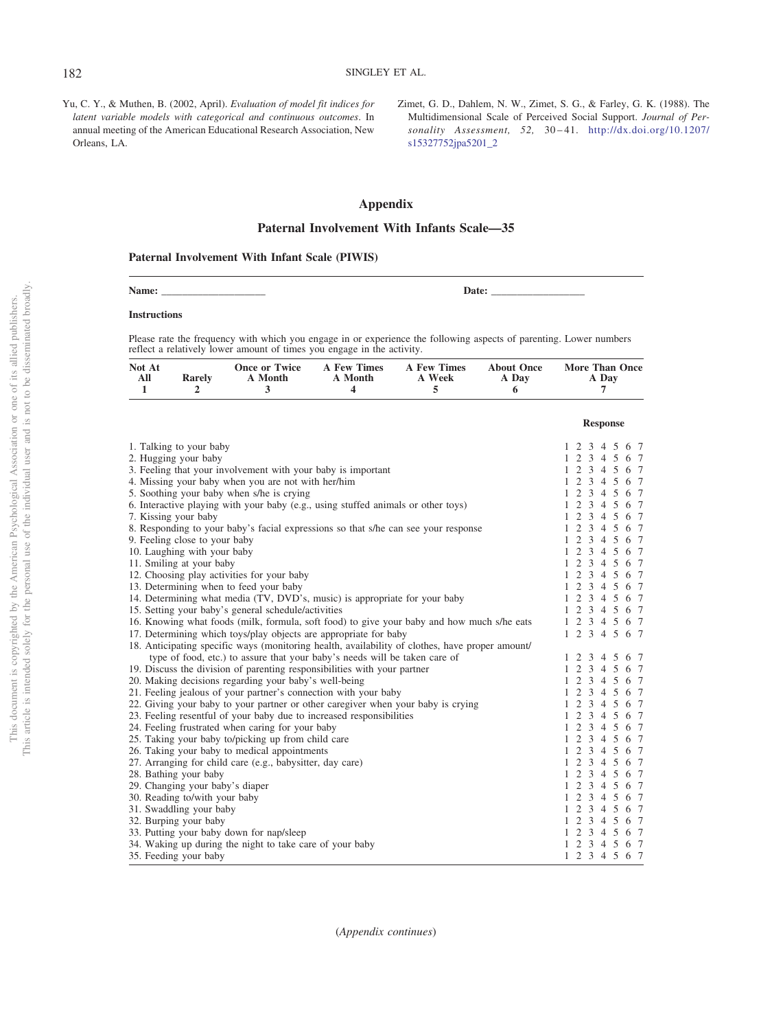Yu, C. Y., & Muthen, B. (2002, April). *Evaluation of model fit indices for latent variable models with categorical and continuous outcomes*. In annual meeting of the American Educational Research Association, New Orleans, LA.

Zimet, G. D., Dahlem, N. W., Zimet, S. G., & Farley, G. K. (1988). The Multidimensional Scale of Perceived Social Support. *Journal of Personality Assessment, 52,* 30–41. http://dx.doi.org/10.1207/s15327752jpa5201_2

## Appendix

### Paternal Involvement With Infants Scale—35

**Paternal Involvement With Infant Scale (PIWIS)**

**Name:** ___________________ **Date:** _________________

**Instructions**

Please rate the frequency with which you engage in or experience the following aspects of parenting. Lower numbers reflect a relatively lower amount of times you engage in the activity.

| Not At All | Rarely | Once or Twice A Month | A Few Times A Month | A Few Times A Week | About Once A Day | More Than Once A Day |
|---|---|---|---|---|---|---|
| 1 | 2 | 3 | 4 | 5 | 6 | 7 |

| Item | Response |
|---|---|
| 1. Talking to your baby | 1 2 3 4 5 6 7 |
| 2. Hugging your baby | 1 2 3 4 5 6 7 |
| 3. Feeling that your involvement with your baby is important | 1 2 3 4 5 6 7 |
| 4. Missing your baby when you are not with her/him | 1 2 3 4 5 6 7 |
| 5. Soothing your baby when s/he is crying | 1 2 3 4 5 6 7 |
| 6. Interactive playing with your baby (e.g., using stuffed animals or other toys) | 1 2 3 4 5 6 7 |
| 7. Kissing your baby | 1 2 3 4 5 6 7 |
| 8. Responding to your baby's facial expressions so that s/he can see your response | 1 2 3 4 5 6 7 |
| 9. Feeling close to your baby | 1 2 3 4 5 6 7 |
| 10. Laughing with your baby | 1 2 3 4 5 6 7 |
| 11. Smiling at your baby | 1 2 3 4 5 6 7 |
| 12. Choosing play activities for your baby | 1 2 3 4 5 6 7 |
| 13. Determining when to feed your baby | 1 2 3 4 5 6 7 |
| 14. Determining what media (TV, DVD's, music) is appropriate for your baby | 1 2 3 4 5 6 7 |
| 15. Setting your baby's general schedule/activities | 1 2 3 4 5 6 7 |
| 16. Knowing what foods (milk, formula, soft food) to give your baby and how much s/he eats | 1 2 3 4 5 6 7 |
| 17. Determining which toys/play objects are appropriate for baby | 1 2 3 4 5 6 7 |
| 18. Anticipating specific ways (monitoring health, availability of clothes, have proper amount/type of food, etc.) to assure that your baby's needs will be taken care of | 1 2 3 4 5 6 7 |
| 19. Discuss the division of parenting responsibilities with your partner | 1 2 3 4 5 6 7 |
| 20. Making decisions regarding your baby's well-being | 1 2 3 4 5 6 7 |
| 21. Feeling jealous of your partner's connection with your baby | 1 2 3 4 5 6 7 |
| 22. Giving your baby to your partner or other caregiver when your baby is crying | 1 2 3 4 5 6 7 |
| 23. Feeling resentful of your baby due to increased responsibilities | 1 2 3 4 5 6 7 |
| 24. Feeling frustrated when caring for your baby | 1 2 3 4 5 6 7 |
| 25. Taking your baby to/picking up from child care | 1 2 3 4 5 6 7 |
| 26. Taking your baby to medical appointments | 1 2 3 4 5 6 7 |
| 27. Arranging for child care (e.g., babysitter, day care) | 1 2 3 4 5 6 7 |
| 28. Bathing your baby | 1 2 3 4 5 6 7 |
| 29. Changing your baby's diaper | 1 2 3 4 5 6 7 |
| 30. Reading to/with your baby | 1 2 3 4 5 6 7 |
| 31. Swaddling your baby | 1 2 3 4 5 6 7 |
| 32. Burping your baby | 1 2 3 4 5 6 7 |
| 33. Putting your baby down for nap/sleep | 1 2 3 4 5 6 7 |
| 34. Waking up during the night to take care of your baby | 1 2 3 4 5 6 7 |
| 35. Feeding your baby | 1 2 3 4 5 6 7 |

(*Appendix continues*)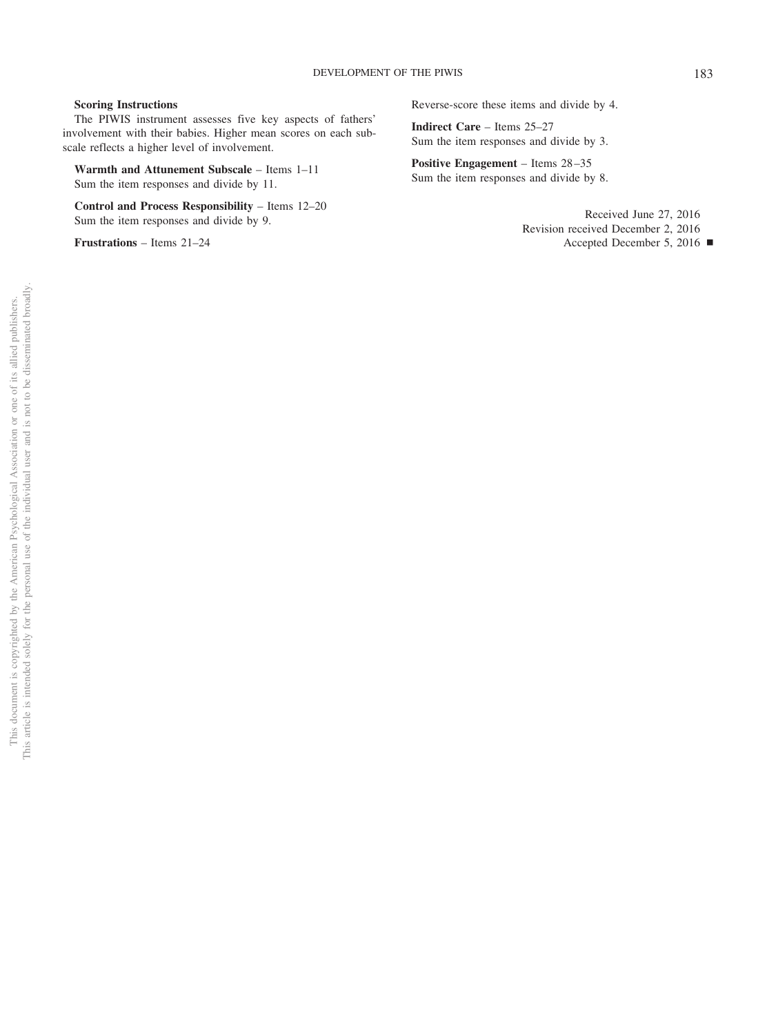### Scoring Instructions

The PIWIS instrument assesses five key aspects of fathers' involvement with their babies. Higher mean scores on each subscale reflects a higher level of involvement.

**Warmth and Attunement Subscale** – Items 1–11
Sum the item responses and divide by 11.

**Control and Process Responsibility** – Items 12–20
Sum the item responses and divide by 9.

**Frustrations** – Items 21–24
Reverse-score these items and divide by 4.

**Indirect Care** – Items 25–27
Sum the item responses and divide by 3.

**Positive Engagement** – Items 28–35
Sum the item responses and divide by 8.

Received June 27, 2016
Revision received December 2, 2016
Accepted December 5, 2016 ■